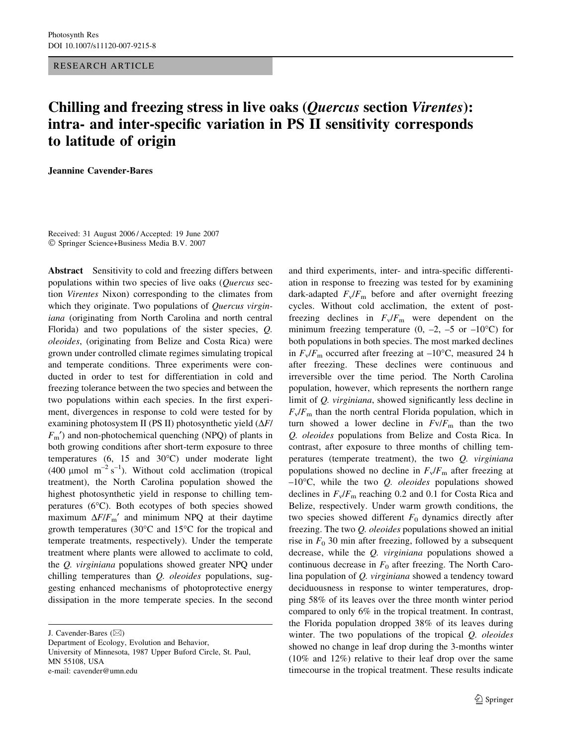RESEARCH ARTICLE

# Chilling and freezing stress in live oaks (*Quercus* section *Virentes*): intra- and inter-specific variation in PS II sensitivity corresponds to latitude of origin

**Jeannine Cavender-Bares**

Received: 31 August 2006 / Accepted: 19 June 2007
© Springer Science+Business Media B.V. 2007

**Abstract** Sensitivity to cold and freezing differs between populations within two species of live oaks (*Quercus* section *Virentes* Nixon) corresponding to the climates from which they originate. Two populations of *Quercus virginiana* (originating from North Carolina and north central Florida) and two populations of the sister species, *Q. oleoides*, (originating from Belize and Costa Rica) were grown under controlled climate regimes simulating tropical and temperate conditions. Three experiments were conducted in order to test for differentiation in cold and freezing tolerance between the two species and between the two populations within each species. In the first experiment, divergences in response to cold were tested for by examining photosystem II (PS II) photosynthetic yield ($\Delta F/F_m'$) and non-photochemical quenching (NPQ) of plants in both growing conditions after short-term exposure to three temperatures (6, 15 and 30°C) under moderate light (400 μmol $m^{-2}$ $s^{-1}$). Without cold acclimation (tropical treatment), the North Carolina population showed the highest photosynthetic yield in response to chilling temperatures (6°C). Both ecotypes of both species showed maximum $\Delta F/F_m'$ and minimum NPQ at their daytime growth temperatures (30°C and 15°C for the tropical and temperate treatments, respectively). Under the temperate treatment where plants were allowed to acclimate to cold, the *Q. virginiana* populations showed greater NPQ under chilling temperatures than *Q. oleoides* populations, suggesting enhanced mechanisms of photoprotective energy dissipation in the more temperate species. In the second and third experiments, inter- and intra-specific differentiation in response to freezing was tested for by examining dark-adapted $F_v/F_m$ before and after overnight freezing cycles. Without cold acclimation, the extent of post-freezing declines in $F_v/F_m$ were dependent on the minimum freezing temperature (0, –2, –5 or –10°C) for both populations in both species. The most marked declines in $F_v/F_m$ occurred after freezing at –10°C, measured 24 h after freezing. These declines were continuous and irreversible over the time period. The North Carolina population, however, which represents the northern range limit of *Q. virginiana*, showed significantly less decline in $F_v/F_m$ than the north central Florida population, which in turn showed a lower decline in $Fv/F_m$ than the two *Q. oleoides* populations from Belize and Costa Rica. In contrast, after exposure to three months of chilling temperatures (temperate treatment), the two *Q. virginiana* populations showed no decline in $F_v/F_m$ after freezing at –10°C, while the two *Q. oleoides* populations showed declines in $F_v/F_m$ reaching 0.2 and 0.1 for Costa Rica and Belize, respectively. Under warm growth conditions, the two species showed different $F_0$ dynamics directly after freezing. The two *Q. oleoides* populations showed an initial rise in $F_0$ 30 min after freezing, followed by a subsequent decrease, while the *Q. virginiana* populations showed a continuous decrease in $F_0$ after freezing. The North Carolina population of *Q. virginiana* showed a tendency toward deciduousness in response to winter temperatures, dropping 58% of its leaves over the three month winter period compared to only 6% in the tropical treatment. In contrast, the Florida population dropped 38% of its leaves during winter. The two populations of the tropical *Q. oleoides* showed no change in leaf drop during the 3-months winter (10% and 12%) relative to their leaf drop over the same timecourse in the tropical treatment. These results indicate

J. Cavender-Bares (✉)
Department of Ecology, Evolution and Behavior,
University of Minnesota, 1987 Upper Buford Circle, St. Paul,
MN 55108, USA
e-mail: cavender@umn.edu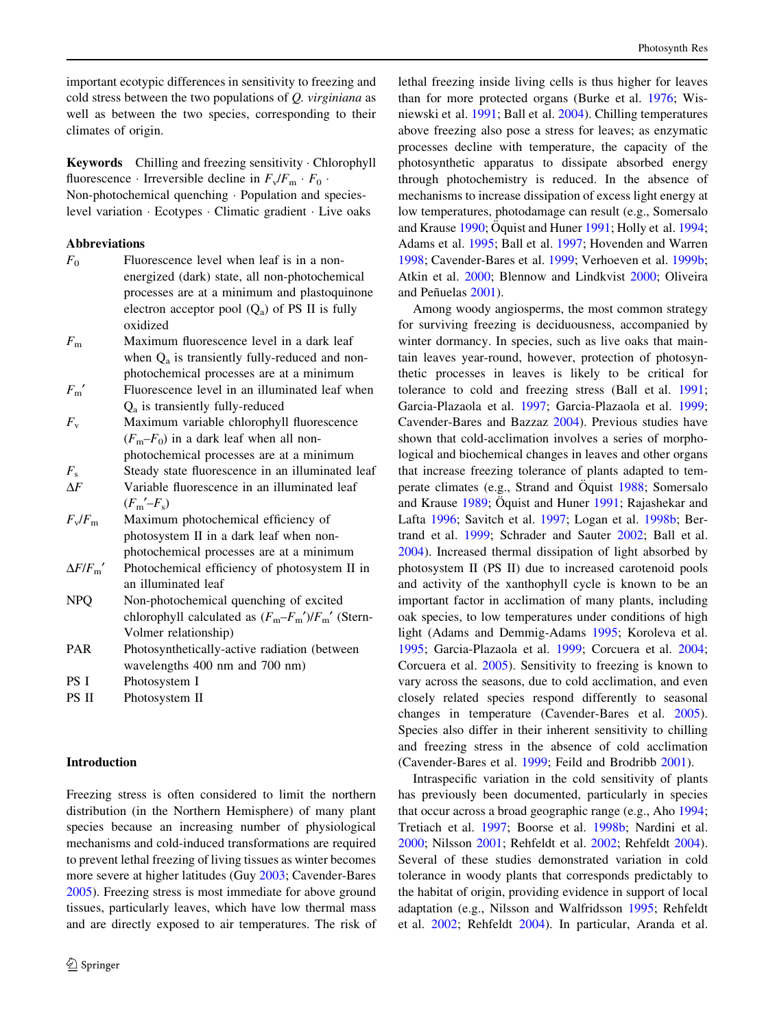important ecotypic differences in sensitivity to freezing and cold stress between the two populations of *Q. virginiana* as well as between the two species, corresponding to their climates of origin.

**Keywords** Chilling and freezing sensitivity · Chlorophyll fluorescence · Irreversible decline in $F_v/F_m$ · $F_0$ · Non-photochemical quenching · Population and species-level variation · Ecotypes · Climatic gradient · Live oaks

**Abbreviations**

| | |
|---|---|
| $F_0$ | Fluorescence level when leaf is in a non-energized (dark) state, all non-photochemical processes are at a minimum and plastoquinone electron acceptor pool ($Q_a$) of PS II is fully oxidized |
| $F_m$ | Maximum fluorescence level in a dark leaf when $Q_a$ is transiently fully-reduced and non-photochemical processes are at a minimum |
| $F_m'$ | Fluorescence level in an illuminated leaf when $Q_a$ is transiently fully-reduced |
| $F_v$ | Maximum variable chlorophyll fluorescence ($F_m$–$F_0$) in a dark leaf when all non-photochemical processes are at a minimum |
| $F_s$ | Steady state fluorescence in an illuminated leaf |
| $\Delta F$ | Variable fluorescence in an illuminated leaf ($F_m'$–$F_s$) |
| $F_v/F_m$ | Maximum photochemical efficiency of photosystem II in a dark leaf when non-photochemical processes are at a minimum |
| $\Delta F/F_m'$ | Photochemical efficiency of photosystem II in an illuminated leaf |
| NPQ | Non-photochemical quenching of excited chlorophyll calculated as $(F_m–F_m')/F_m'$ (Stern-Volmer relationship) |
| PAR | Photosynthetically-active radiation (between wavelengths 400 nm and 700 nm) |
| PS I | Photosystem I |
| PS II | Photosystem II |

## Introduction

Freezing stress is often considered to limit the northern distribution (in the Northern Hemisphere) of many plant species because an increasing number of physiological mechanisms and cold-induced transformations are required to prevent lethal freezing of living tissues as winter becomes more severe at higher latitudes (Guy 2003; Cavender-Bares 2005). Freezing stress is most immediate for above ground tissues, particularly leaves, which have low thermal mass and are directly exposed to air temperatures. The risk of lethal freezing inside living cells is thus higher for leaves than for more protected organs (Burke et al. 1976; Wisniewski et al. 1991; Ball et al. 2004). Chilling temperatures above freezing also pose a stress for leaves; as enzymatic processes decline with temperature, the capacity of the photosynthetic apparatus to dissipate absorbed energy through photochemistry is reduced. In the absence of mechanisms to increase dissipation of excess light energy at low temperatures, photodamage can result (e.g., Somersalo and Krause 1990; Öquist and Huner 1991; Holly et al. 1994; Adams et al. 1995; Ball et al. 1997; Hovenden and Warren 1998; Cavender-Bares et al. 1999; Verhoeven et al. 1999b; Atkin et al. 2000; Blennow and Lindkvist 2000; Oliveira and Peñuelas 2001).

Among woody angiosperms, the most common strategy for surviving freezing is deciduousness, accompanied by winter dormancy. In species, such as live oaks that maintain leaves year-round, however, protection of photosynthetic processes in leaves is likely to be critical for tolerance to cold and freezing stress (Ball et al. 1991; Garcia-Plazaola et al. 1997; Garcia-Plazaola et al. 1999; Cavender-Bares and Bazzaz 2004). Previous studies have shown that cold-acclimation involves a series of morphological and biochemical changes in leaves and other organs that increase freezing tolerance of plants adapted to temperate climates (e.g., Strand and Öquist 1988; Somersalo and Krause 1989; Öquist and Huner 1991; Rajashekar and Lafta 1996; Savitch et al. 1997; Logan et al. 1998b; Bertrand et al. 1999; Schrader and Sauter 2002; Ball et al. 2004). Increased thermal dissipation of light absorbed by photosystem II (PS II) due to increased carotenoid pools and activity of the xanthophyll cycle is known to be an important factor in acclimation of many plants, including oak species, to low temperatures under conditions of high light (Adams and Demmig-Adams 1995; Koroleva et al. 1995; Garcia-Plazaola et al. 1999; Corcuera et al. 2004; Corcuera et al. 2005). Sensitivity to freezing is known to vary across the seasons, due to cold acclimation, and even closely related species respond differently to seasonal changes in temperature (Cavender-Bares et al. 2005). Species also differ in their inherent sensitivity to chilling and freezing stress in the absence of cold acclimation (Cavender-Bares et al. 1999; Feild and Brodribb 2001).

Intraspecific variation in the cold sensitivity of plants has previously been documented, particularly in species that occur across a broad geographic range (e.g., Aho 1994; Tretiach et al. 1997; Boorse et al. 1998b; Nardini et al. 2000; Nilsson 2001; Rehfeldt et al. 2002; Rehfeldt 2004). Several of these studies demonstrated variation in cold tolerance in woody plants that corresponds predictably to the habitat of origin, providing evidence in support of local adaptation (e.g., Nilsson and Walfridsson 1995; Rehfeldt et al. 2002; Rehfeldt 2004). In particular, Aranda et al.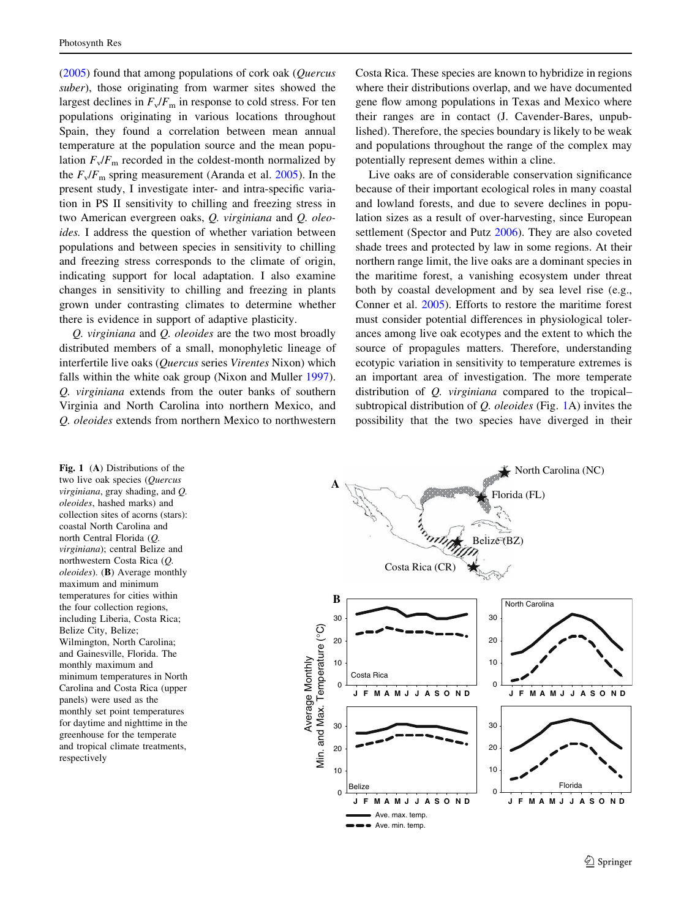(2005) found that among populations of cork oak (*Quercus suber*), those originating from warmer sites showed the largest declines in $F_v/F_m$ in response to cold stress. For ten populations originating in various locations throughout Spain, they found a correlation between mean annual temperature at the population source and the mean population $F_v/F_m$ recorded in the coldest-month normalized by the $F_v/F_m$ spring measurement (Aranda et al. 2005). In the present study, I investigate inter- and intra-specific variation in PS II sensitivity to chilling and freezing stress in two American evergreen oaks, *Q. virginiana* and *Q. oleoides*. I address the question of whether variation between populations and between species in sensitivity to chilling and freezing stress corresponds to the climate of origin, indicating support for local adaptation. I also examine changes in sensitivity to chilling and freezing in plants grown under contrasting climates to determine whether there is evidence in support of adaptive plasticity.

*Q. virginiana* and *Q. oleoides* are the two most broadly distributed members of a small, monophyletic lineage of interfertile live oaks (*Quercus* series *Virentes* Nixon) which falls within the white oak group (Nixon and Muller 1997). *Q. virginiana* extends from the outer banks of southern Virginia and North Carolina into northern Mexico, and *Q. oleoides* extends from northern Mexico to northwestern Costa Rica. These species are known to hybridize in regions where their distributions overlap, and we have documented gene flow among populations in Texas and Mexico where their ranges are in contact (J. Cavender-Bares, unpublished). Therefore, the species boundary is likely to be weak and populations throughout the range of the complex may potentially represent demes within a cline.

Live oaks are of considerable conservation significance because of their important ecological roles in many coastal and lowland forests, and due to severe declines in population sizes as a result of over-harvesting, since European settlement (Spector and Putz 2006). They are also coveted shade trees and protected by law in some regions. At their northern range limit, the live oaks are a dominant species in the maritime forest, a vanishing ecosystem under threat both by coastal development and by sea level rise (e.g., Conner et al. 2005). Efforts to restore the maritime forest must consider potential differences in physiological tolerances among live oak ecotypes and the extent to which the source of propagules matters. Therefore, understanding ecotypic variation in sensitivity to temperature extremes is an important area of investigation. The more temperate distribution of *Q. virginiana* compared to the tropical–subtropical distribution of *Q. oleoides* (Fig. 1A) invites the possibility that the two species have diverged in their

**Fig. 1** (**A**) Distributions of the two live oak species (*Quercus virginiana*, gray shading, and *Q. oleoides*, hashed marks) and collection sites of acorns (stars): coastal North Carolina and north Central Florida (*Q. virginiana*); central Belize and northwestern Costa Rica (*Q. oleoides*). (**B**) Average monthly maximum and minimum temperatures for cities within the four collection regions, including Liberia, Costa Rica; Belize City, Belize; Wilmington, North Carolina; and Gainesville, Florida. The monthly maximum and minimum temperatures in North Carolina and Costa Rica (upper panels) were used as the monthly set point temperatures for daytime and nighttime in the greenhouse for the temperate and tropical climate treatments, respectively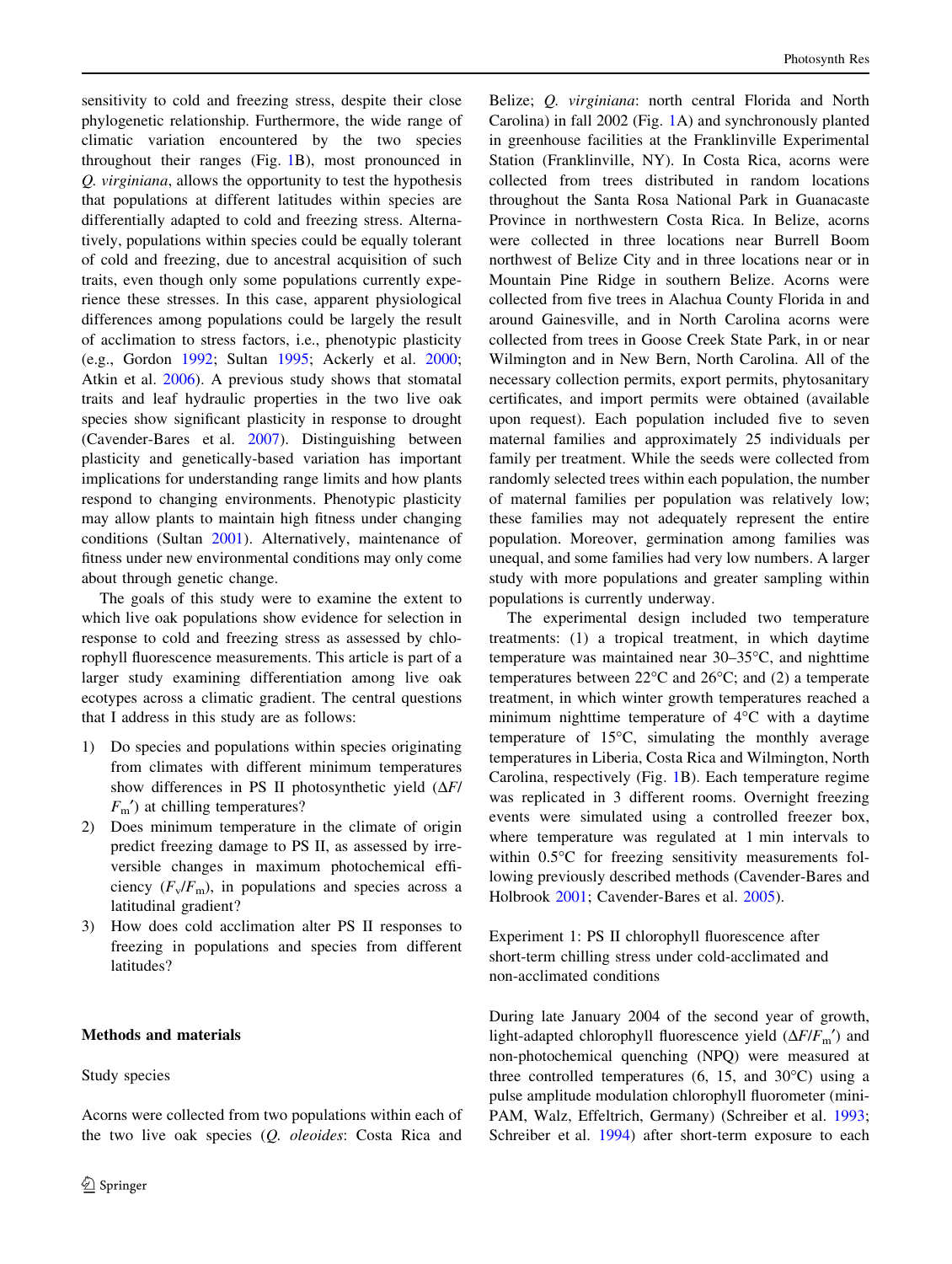sensitivity to cold and freezing stress, despite their close phylogenetic relationship. Furthermore, the wide range of climatic variation encountered by the two species throughout their ranges (Fig. 1B), most pronounced in *Q. virginiana*, allows the opportunity to test the hypothesis that populations at different latitudes within species are differentially adapted to cold and freezing stress. Alternatively, populations within species could be equally tolerant of cold and freezing, due to ancestral acquisition of such traits, even though only some populations currently experience these stresses. In this case, apparent physiological differences among populations could be largely the result of acclimation to stress factors, i.e., phenotypic plasticity (e.g., Gordon 1992; Sultan 1995; Ackerly et al. 2000; Atkin et al. 2006). A previous study shows that stomatal traits and leaf hydraulic properties in the two live oak species show significant plasticity in response to drought (Cavender-Bares et al. 2007). Distinguishing between plasticity and genetically-based variation has important implications for understanding range limits and how plants respond to changing environments. Phenotypic plasticity may allow plants to maintain high fitness under changing conditions (Sultan 2001). Alternatively, maintenance of fitness under new environmental conditions may only come about through genetic change.

The goals of this study were to examine the extent to which live oak populations show evidence for selection in response to cold and freezing stress as assessed by chlorophyll fluorescence measurements. This article is part of a larger study examining differentiation among live oak ecotypes across a climatic gradient. The central questions that I address in this study are as follows:

1) Do species and populations within species originating from climates with different minimum temperatures show differences in PS II photosynthetic yield ($\Delta F/F_m'$) at chilling temperatures?
2) Does minimum temperature in the climate of origin predict freezing damage to PS II, as assessed by irreversible changes in maximum photochemical efficiency ($F_v/F_m$), in populations and species across a latitudinal gradient?
3) How does cold acclimation alter PS II responses to freezing in populations and species from different latitudes?

## Methods and materials

### Study species

Acorns were collected from two populations within each of the two live oak species (*Q. oleoides*: Costa Rica and Belize; *Q. virginiana*: north central Florida and North Carolina) in fall 2002 (Fig. 1A) and synchronously planted in greenhouse facilities at the Franklinville Experimental Station (Franklinville, NY). In Costa Rica, acorns were collected from trees distributed in random locations throughout the Santa Rosa National Park in Guanacaste Province in northwestern Costa Rica. In Belize, acorns were collected in three locations near Burrell Boom northwest of Belize City and in three locations near or in Mountain Pine Ridge in southern Belize. Acorns were collected from five trees in Alachua County Florida in and around Gainesville, and in North Carolina acorns were collected from trees in Goose Creek State Park, in or near Wilmington and in New Bern, North Carolina. All of the necessary collection permits, export permits, phytosanitary certificates, and import permits were obtained (available upon request). Each population included five to seven maternal families and approximately 25 individuals per family per treatment. While the seeds were collected from randomly selected trees within each population, the number of maternal families per population was relatively low; these families may not adequately represent the entire population. Moreover, germination among families was unequal, and some families had very low numbers. A larger study with more populations and greater sampling within populations is currently underway.

The experimental design included two temperature treatments: (1) a tropical treatment, in which daytime temperature was maintained near 30–35°C, and nighttime temperatures between 22°C and 26°C; and (2) a temperate treatment, in which winter growth temperatures reached a minimum nighttime temperature of 4°C with a daytime temperature of 15°C, simulating the monthly average temperatures in Liberia, Costa Rica and Wilmington, North Carolina, respectively (Fig. 1B). Each temperature regime was replicated in 3 different rooms. Overnight freezing events were simulated using a controlled freezer box, where temperature was regulated at 1 min intervals to within 0.5°C for freezing sensitivity measurements following previously described methods (Cavender-Bares and Holbrook 2001; Cavender-Bares et al. 2005).

### Experiment 1: PS II chlorophyll fluorescence after short-term chilling stress under cold-acclimated and non-acclimated conditions

During late January 2004 of the second year of growth, light-adapted chlorophyll fluorescence yield ($\Delta F/F_m'$) and non-photochemical quenching (NPQ) were measured at three controlled temperatures (6, 15, and 30°C) using a pulse amplitude modulation chlorophyll fluorometer (mini-PAM, Walz, Effeltrich, Germany) (Schreiber et al. 1993; Schreiber et al. 1994) after short-term exposure to each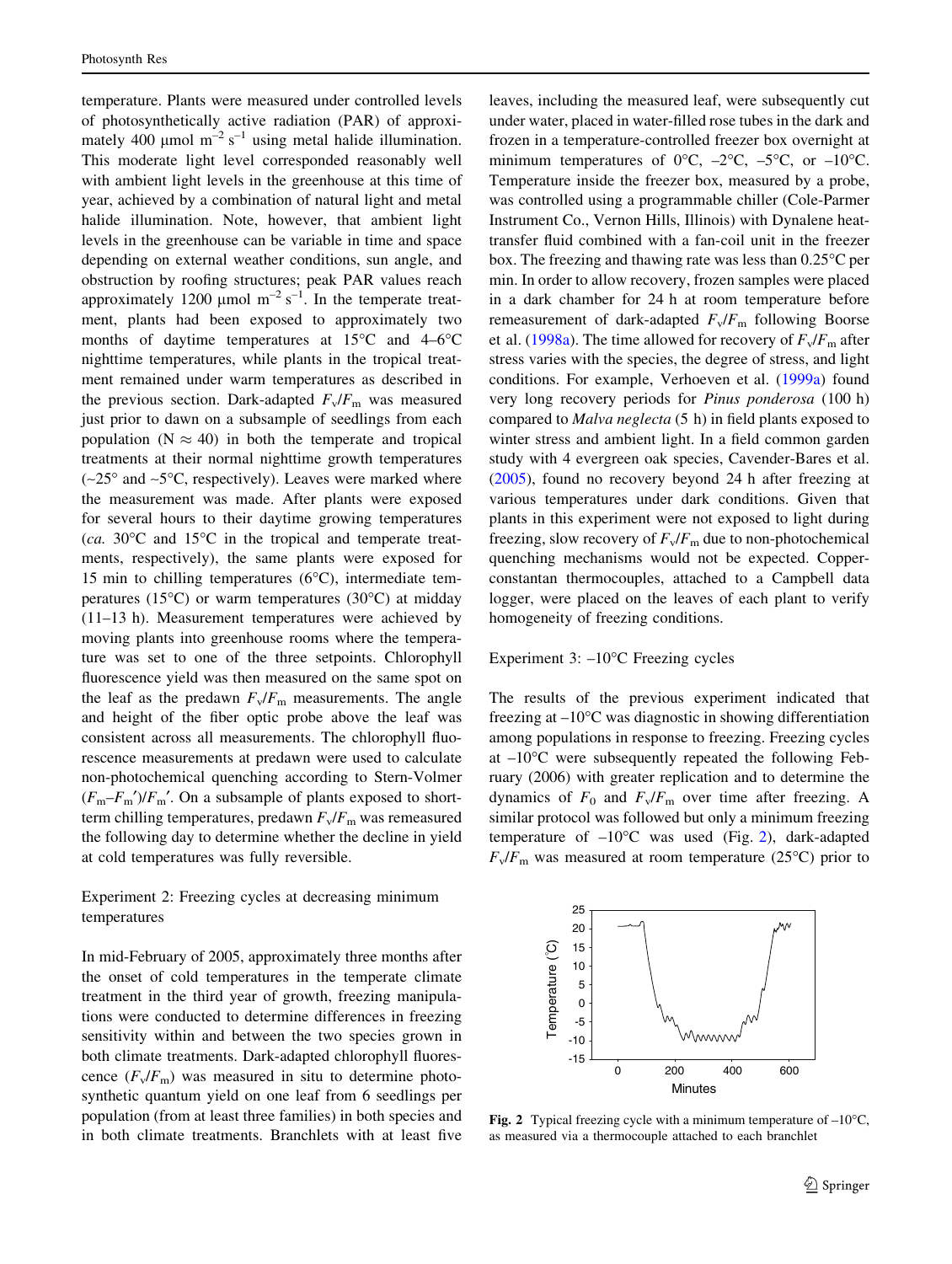temperature. Plants were measured under controlled levels of photosynthetically active radiation (PAR) of approximately 400 μmol $m^{-2}$ $s^{-1}$ using metal halide illumination. This moderate light level corresponded reasonably well with ambient light levels in the greenhouse at this time of year, achieved by a combination of natural light and metal halide illumination. Note, however, that ambient light levels in the greenhouse can be variable in time and space depending on external weather conditions, sun angle, and obstruction by roofing structures; peak PAR values reach approximately 1200 μmol $m^{-2}$ $s^{-1}$. In the temperate treatment, plants had been exposed to approximately two months of daytime temperatures at 15°C and 4–6°C nighttime temperatures, while plants in the tropical treatment remained under warm temperatures as described in the previous section. Dark-adapted $F_v/F_m$ was measured just prior to dawn on a subsample of seedlings from each population (N ≈ 40) in both the temperate and tropical treatments at their normal nighttime growth temperatures (~25° and ~5°C, respectively). Leaves were marked where the measurement was made. After plants were exposed for several hours to their daytime growing temperatures (*ca.* 30°C and 15°C in the tropical and temperate treatments, respectively), the same plants were exposed for 15 min to chilling temperatures (6°C), intermediate temperatures (15°C) or warm temperatures (30°C) at midday (11–13 h). Measurement temperatures were achieved by moving plants into greenhouse rooms where the temperature was set to one of the three setpoints. Chlorophyll fluorescence yield was then measured on the same spot on the leaf as the predawn $F_v/F_m$ measurements. The angle and height of the fiber optic probe above the leaf was consistent across all measurements. The chlorophyll fluorescence measurements at predawn were used to calculate non-photochemical quenching according to Stern-Volmer $(F_m–F_m')/F_m'$. On a subsample of plants exposed to short-term chilling temperatures, predawn $F_v/F_m$ was remeasured the following day to determine whether the decline in yield at cold temperatures was fully reversible.

### Experiment 2: Freezing cycles at decreasing minimum temperatures

In mid-February of 2005, approximately three months after the onset of cold temperatures in the temperate climate treatment in the third year of growth, freezing manipulations were conducted to determine differences in freezing sensitivity within and between the two species grown in both climate treatments. Dark-adapted chlorophyll fluorescence ($F_v/F_m$) was measured in situ to determine photosynthetic quantum yield on one leaf from 6 seedlings per population (from at least three families) in both species and in both climate treatments. Branchlets with at least five leaves, including the measured leaf, were subsequently cut under water, placed in water-filled rose tubes in the dark and frozen in a temperature-controlled freezer box overnight at minimum temperatures of 0°C, –2°C, –5°C, or –10°C. Temperature inside the freezer box, measured by a probe, was controlled using a programmable chiller (Cole-Parmer Instrument Co., Vernon Hills, Illinois) with Dynalene heat-transfer fluid combined with a fan-coil unit in the freezer box. The freezing and thawing rate was less than 0.25°C per min. In order to allow recovery, frozen samples were placed in a dark chamber for 24 h at room temperature before remeasurement of dark-adapted $F_v/F_m$ following Boorse et al. (1998a). The time allowed for recovery of $F_v/F_m$ after stress varies with the species, the degree of stress, and light conditions. For example, Verhoeven et al. (1999a) found very long recovery periods for *Pinus ponderosa* (100 h) compared to *Malva neglecta* (5 h) in field plants exposed to winter stress and ambient light. In a field common garden study with 4 evergreen oak species, Cavender-Bares et al. (2005), found no recovery beyond 24 h after freezing at various temperatures under dark conditions. Given that plants in this experiment were not exposed to light during freezing, slow recovery of $F_v/F_m$ due to non-photochemical quenching mechanisms would not be expected. Copper-constantan thermocouples, attached to a Campbell data logger, were placed on the leaves of each plant to verify homogeneity of freezing conditions.

### Experiment 3: –10°C Freezing cycles

The results of the previous experiment indicated that freezing at –10°C was diagnostic in showing differentiation among populations in response to freezing. Freezing cycles at –10°C were subsequently repeated the following February (2006) with greater replication and to determine the dynamics of $F_0$ and $F_v/F_m$ over time after freezing. A similar protocol was followed but only a minimum freezing temperature of –10°C was used (Fig. 2), dark-adapted $F_v/F_m$ was measured at room temperature (25°C) prior to

**Fig. 2** Typical freezing cycle with a minimum temperature of –10°C, as measured via a thermocouple attached to each branchlet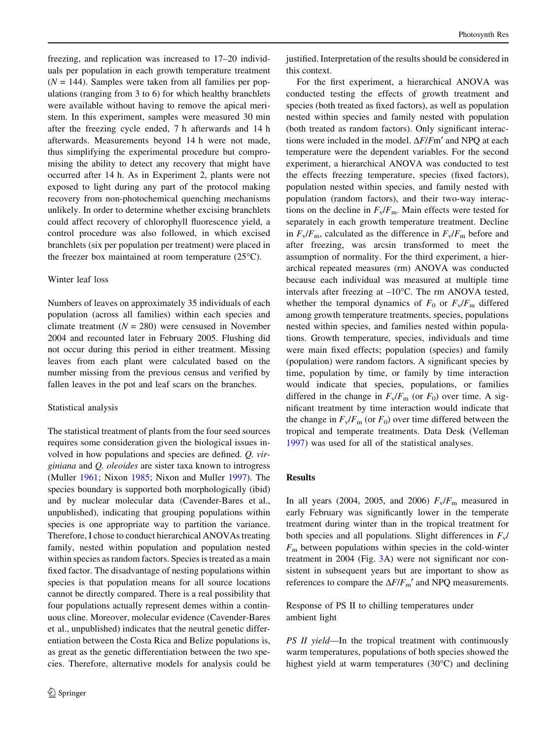freezing, and replication was increased to 17–20 individuals per population in each growth temperature treatment ($N = 144$). Samples were taken from all families per populations (ranging from 3 to 6) for which healthy branchlets were available without having to remove the apical meristem. In this experiment, samples were measured 30 min after the freezing cycle ended, 7 h afterwards and 14 h afterwards. Measurements beyond 14 h were not made, thus simplifying the experimental procedure but compromising the ability to detect any recovery that might have occurred after 14 h. As in Experiment 2, plants were not exposed to light during any part of the protocol making recovery from non-photochemical quenching mechanisms unlikely. In order to determine whether excising branchlets could affect recovery of chlorophyll fluorescence yield, a control procedure was also followed, in which excised branchlets (six per population per treatment) were placed in the freezer box maintained at room temperature (25°C).

### Winter leaf loss

Numbers of leaves on approximately 35 individuals of each population (across all families) within each species and climate treatment ($N = 280$) were censused in November 2004 and recounted later in February 2005. Flushing did not occur during this period in either treatment. Missing leaves from each plant were calculated based on the number missing from the previous census and verified by fallen leaves in the pot and leaf scars on the branches.

### Statistical analysis

The statistical treatment of plants from the four seed sources requires some consideration given the biological issues involved in how populations and species are defined. *Q. virginiana* and *Q. oleoides* are sister taxa known to introgress (Muller 1961; Nixon 1985; Nixon and Muller 1997). The species boundary is supported both morphologically (ibid) and by nuclear molecular data (Cavender-Bares et al., unpublished), indicating that grouping populations within species is one appropriate way to partition the variance. Therefore, I chose to conduct hierarchical ANOVAs treating family, nested within population and population nested within species as random factors. Species is treated as a main fixed factor. The disadvantage of nesting populations within species is that population means for all source locations cannot be directly compared. There is a real possibility that four populations actually represent demes within a continuous cline. Moreover, molecular evidence (Cavender-Bares et al., unpublished) indicates that the neutral genetic differentiation between the Costa Rica and Belize populations is, as great as the genetic differentiation between the two species. Therefore, alternative models for analysis could be justified. Interpretation of the results should be considered in this context.

For the first experiment, a hierarchical ANOVA was conducted testing the effects of growth treatment and species (both treated as fixed factors), as well as population nested within species and family nested with population (both treated as random factors). Only significant interactions were included in the model. $\Delta F/Fm'$ and NPQ at each temperature were the dependent variables. For the second experiment, a hierarchical ANOVA was conducted to test the effects freezing temperature, species (fixed factors), population nested within species, and family nested with population (random factors), and their two-way interactions on the decline in $F_v/F_m$. Main effects were tested for separately in each growth temperature treatment. Decline in $F_v/F_m$, calculated as the difference in $F_v/F_m$ before and after freezing, was arcsin transformed to meet the assumption of normality. For the third experiment, a hierarchical repeated measures (rm) ANOVA was conducted because each individual was measured at multiple time intervals after freezing at –10°C. The rm ANOVA tested, whether the temporal dynamics of $F_0$ or $F_v/F_m$ differed among growth temperature treatments, species, populations nested within species, and families nested within populations. Growth temperature, species, individuals and time were main fixed effects; population (species) and family (population) were random factors. A significant species by time, population by time, or family by time interaction would indicate that species, populations, or families differed in the change in $F_v/F_m$ (or $F_0$) over time. A significant treatment by time interaction would indicate that the change in $F_v/F_m$ (or $F_0$) over time differed between the tropical and temperate treatments. Data Desk (Velleman 1997) was used for all of the statistical analyses.

## Results

In all years (2004, 2005, and 2006) $F_v/F_m$ measured in early February was significantly lower in the temperate treatment during winter than in the tropical treatment for both species and all populations. Slight differences in $F_v/F_m$ between populations within species in the cold-winter treatment in 2004 (Fig. 3A) were not significant nor consistent in subsequent years but are important to show as references to compare the $\Delta F/F_m'$ and NPQ measurements.

### Response of PS II to chilling temperatures under ambient light

*PS II yield*—In the tropical treatment with continuously warm temperatures, populations of both species showed the highest yield at warm temperatures (30°C) and declining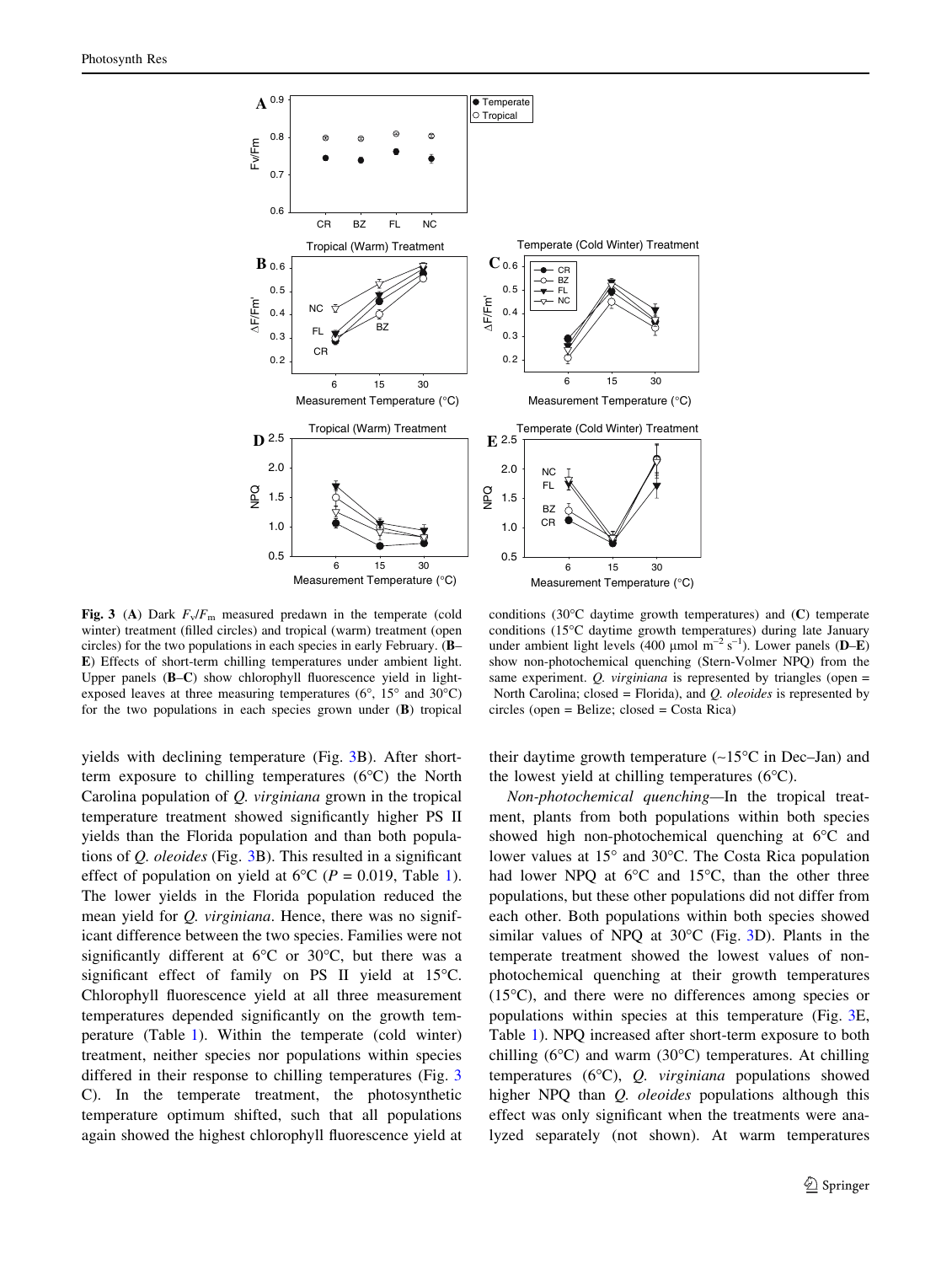**Fig. 3** (**A**) Dark $F_v/F_m$ measured predawn in the temperate (cold winter) treatment (filled circles) and tropical (warm) treatment (open circles) for the two populations in each species in early February. (**B**–**E**) Effects of short-term chilling temperatures under ambient light. Upper panels (**B**–**C**) show chlorophyll fluorescence yield in light-exposed leaves at three measuring temperatures (6°, 15° and 30°C) for the two populations in each species grown under (**B**) tropical conditions (30°C daytime growth temperatures) and (**C**) temperate conditions (15°C daytime growth temperatures) during late January under ambient light levels (400 μmol $m^{-2}$ $s^{-1}$). Lower panels (**D**–**E**) show non-photochemical quenching (Stern-Volmer NPQ) from the same experiment. *Q. virginiana* is represented by triangles (open = North Carolina; closed = Florida), and *Q. oleoides* is represented by circles (open = Belize; closed = Costa Rica)

yields with declining temperature (Fig. 3B). After short-term exposure to chilling temperatures (6°C) the North Carolina population of *Q. virginiana* grown in the tropical temperature treatment showed significantly higher PS II yields than the Florida population and than both populations of *Q. oleoides* (Fig. 3B). This resulted in a significant effect of population on yield at 6°C ($P = 0.019$, Table 1). The lower yields in the Florida population reduced the mean yield for *Q. virginiana*. Hence, there was no significant difference between the two species. Families were not significantly different at 6°C or 30°C, but there was a significant effect of family on PS II yield at 15°C. Chlorophyll fluorescence yield at all three measurement temperatures depended significantly on the growth temperature (Table 1). Within the temperate (cold winter) treatment, neither species nor populations within species differed in their response to chilling temperatures (Fig. 3 C). In the temperate treatment, the photosynthetic temperature optimum shifted, such that all populations again showed the highest chlorophyll fluorescence yield at their daytime growth temperature (~15°C in Dec–Jan) and the lowest yield at chilling temperatures (6°C).

*Non-photochemical quenching*—In the tropical treatment, plants from both populations within both species showed high non-photochemical quenching at 6°C and lower values at 15° and 30°C. The Costa Rica population had lower NPQ at 6°C and 15°C, than the other three populations, but these other populations did not differ from each other. Both populations within both species showed similar values of NPQ at 30°C (Fig. 3D). Plants in the temperate treatment showed the lowest values of non-photochemical quenching at their growth temperatures (15°C), and there were no differences among species or populations within species at this temperature (Fig. 3E, Table 1). NPQ increased after short-term exposure to both chilling (6°C) and warm (30°C) temperatures. At chilling temperatures (6°C), *Q. virginiana* populations showed higher NPQ than *Q. oleoides* populations although this effect was only significant when the treatments were analyzed separately (not shown). At warm temperatures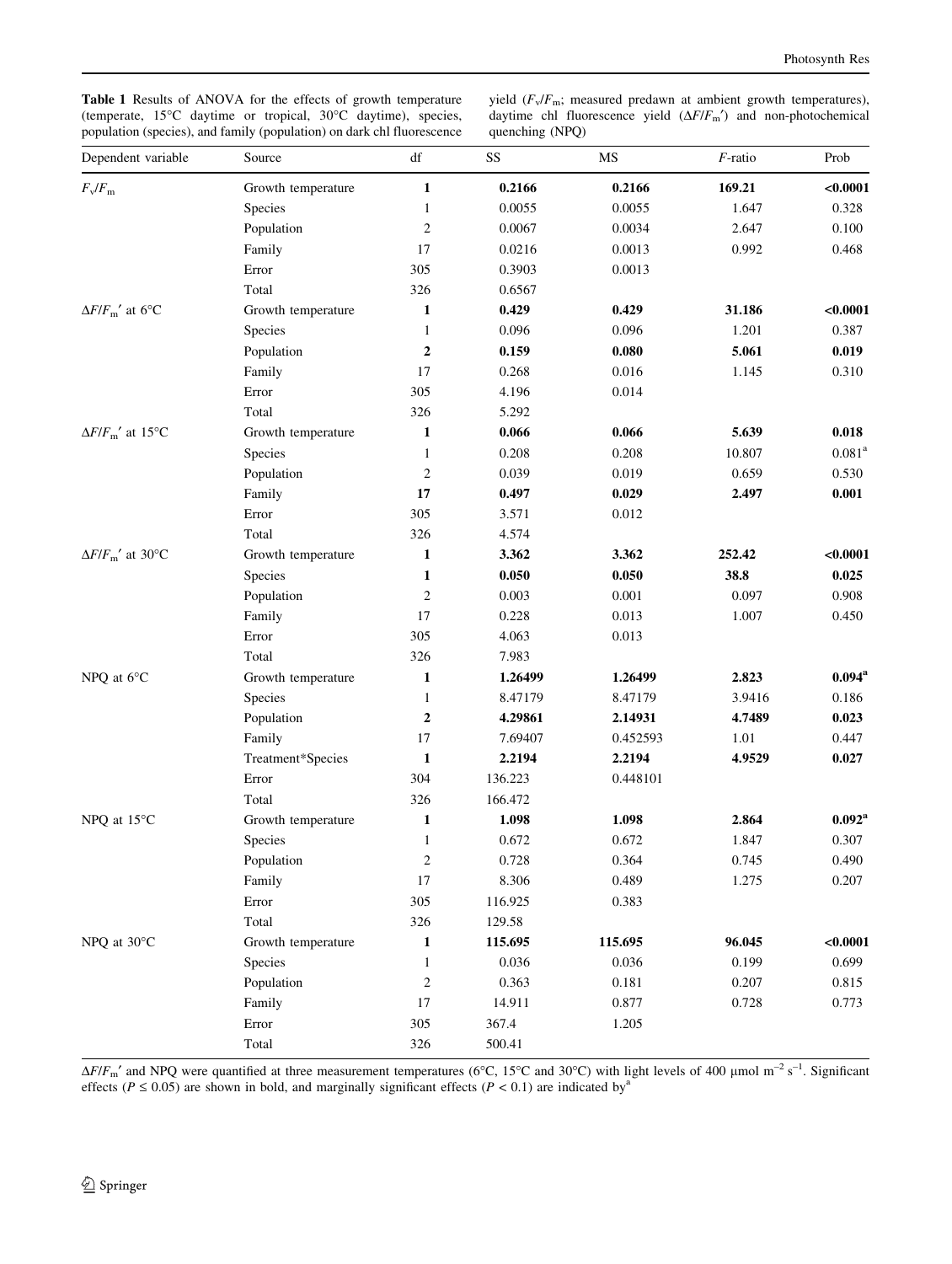**Table 1** Results of ANOVA for the effects of growth temperature (temperate, 15°C daytime or tropical, 30°C daytime), species, population (species), and family (population) on dark chl fluorescence yield ($F_v/F_m$; measured predawn at ambient growth temperatures), daytime chl fluorescence yield ($\Delta F/F_m'$) and non-photochemical quenching (NPQ)

| Dependent variable | Source | df | SS | MS | *F*-ratio | Prob |
|---|---|---|---|---|---|---|
| $F_v/F_m$ | Growth temperature | **1** | **0.2166** | **0.2166** | **169.21** | **<0.0001** |
| | Species | 1 | 0.0055 | 0.0055 | 1.647 | 0.328 |
| | Population | 2 | 0.0067 | 0.0034 | 2.647 | 0.100 |
| | Family | 17 | 0.0216 | 0.0013 | 0.992 | 0.468 |
| | Error | 305 | 0.3903 | 0.0013 | | |
| | Total | 326 | 0.6567 | | | |
| $\Delta F/F_m'$ at 6°C | Growth temperature | **1** | **0.429** | **0.429** | **31.186** | **<0.0001** |
| | Species | 1 | 0.096 | 0.096 | 1.201 | 0.387 |
| | Population | **2** | **0.159** | **0.080** | **5.061** | **0.019** |
| | Family | 17 | 0.268 | 0.016 | 1.145 | 0.310 |
| | Error | 305 | 4.196 | 0.014 | | |
| | Total | 326 | 5.292 | | | |
| $\Delta F/F_m'$ at 15°C | Growth temperature | **1** | **0.066** | **0.066** | **5.639** | **0.018** |
| | Species | 1 | 0.208 | 0.208 | 10.807 | 0.081[a] |
| | Population | 2 | 0.039 | 0.019 | 0.659 | 0.530 |
| | Family | **17** | **0.497** | **0.029** | **2.497** | **0.001** |
| | Error | 305 | 3.571 | 0.012 | | |
| | Total | 326 | 4.574 | | | |
| $\Delta F/F_m'$ at 30°C | Growth temperature | **1** | **3.362** | **3.362** | **252.42** | **<0.0001** |
| | Species | **1** | **0.050** | **0.050** | **38.8** | **0.025** |
| | Population | 2 | 0.003 | 0.001 | 0.097 | 0.908 |
| | Family | 17 | 0.228 | 0.013 | 1.007 | 0.450 |
| | Error | 305 | 4.063 | 0.013 | | |
| | Total | 326 | 7.983 | | | |
| NPQ at 6°C | Growth temperature | **1** | **1.26499** | **1.26499** | **2.823** | **0.094[a]** |
| | Species | 1 | 8.47179 | 8.47179 | 3.9416 | 0.186 |
| | Population | **2** | **4.29861** | **2.14931** | **4.7489** | **0.023** |
| | Family | 17 | 7.69407 | 0.452593 | 1.01 | 0.447 |
| | Treatment*Species | **1** | **2.2194** | **2.2194** | **4.9529** | **0.027** |
| | Error | 304 | 136.223 | 0.448101 | | |
| | Total | 326 | 166.472 | | | |
| NPQ at 15°C | Growth temperature | **1** | **1.098** | **1.098** | **2.864** | **0.092[a]** |
| | Species | 1 | 0.672 | 0.672 | 1.847 | 0.307 |
| | Population | 2 | 0.728 | 0.364 | 0.745 | 0.490 |
| | Family | 17 | 8.306 | 0.489 | 1.275 | 0.207 |
| | Error | 305 | 116.925 | 0.383 | | |
| | Total | 326 | 129.58 | | | |
| NPQ at 30°C | Growth temperature | **1** | **115.695** | **115.695** | **96.045** | **<0.0001** |
| | Species | 1 | 0.036 | 0.036 | 0.199 | 0.699 |
| | Population | 2 | 0.363 | 0.181 | 0.207 | 0.815 |
| | Family | 17 | 14.911 | 0.877 | 0.728 | 0.773 |
| | Error | 305 | 367.4 | 1.205 | | |
| | Total | 326 | 500.41 | | | |

$\Delta F/F_m'$ and NPQ were quantified at three measurement temperatures (6°C, 15°C and 30°C) with light levels of 400 μmol m$^{-2}$ s$^{-1}$. Significant effects ($P \leq 0.05$) are shown in bold, and marginally significant effects ($P < 0.1$) are indicated by[a]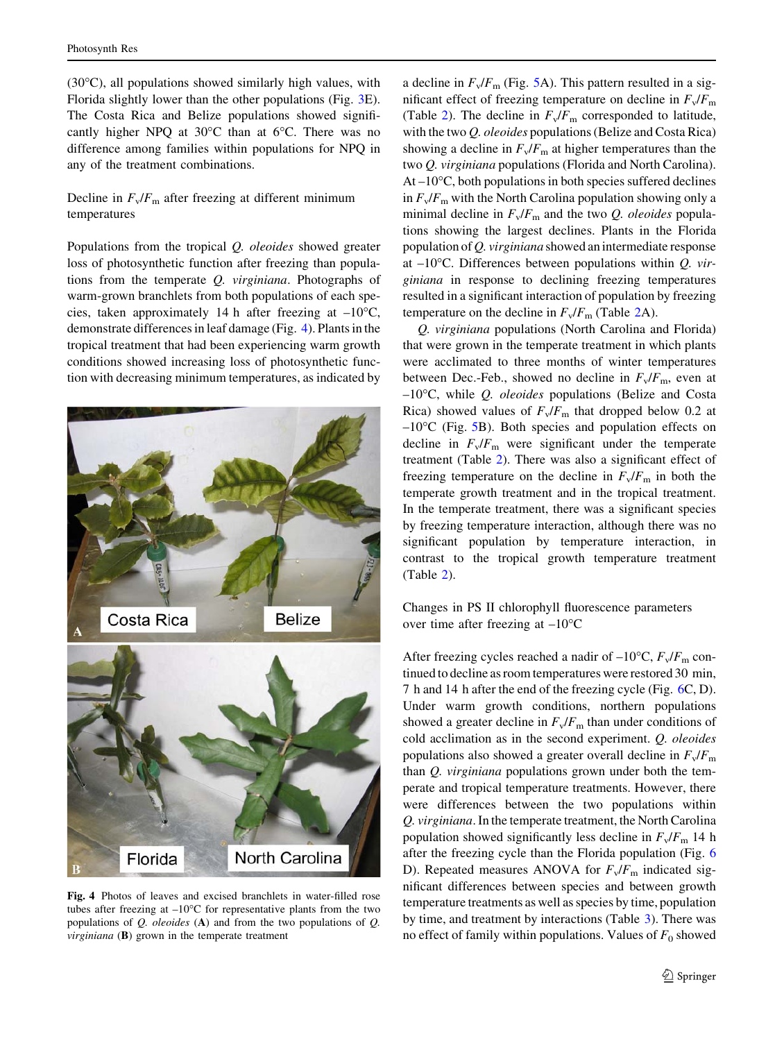(30°C), all populations showed similarly high values, with Florida slightly lower than the other populations (Fig. 3E). The Costa Rica and Belize populations showed significantly higher NPQ at 30°C than at 6°C. There was no difference among families within populations for NPQ in any of the treatment combinations.

### Decline in $F_v/F_m$ after freezing at different minimum temperatures

Populations from the tropical *Q. oleoides* showed greater loss of photosynthetic function after freezing than populations from the temperate *Q. virginiana*. Photographs of warm-grown branchlets from both populations of each species, taken approximately 14 h after freezing at –10°C, demonstrate differences in leaf damage (Fig. 4). Plants in the tropical treatment that had been experiencing warm growth conditions showed increasing loss of photosynthetic function with decreasing minimum temperatures, as indicated by a decline in $F_v/F_m$ (Fig. 5A). This pattern resulted in a significant effect of freezing temperature on decline in $F_v/F_m$ (Table 2). The decline in $F_v/F_m$ corresponded to latitude, with the two *Q. oleoides* populations (Belize and Costa Rica) showing a decline in $F_v/F_m$ at higher temperatures than the two *Q. virginiana* populations (Florida and North Carolina). At –10°C, both populations in both species suffered declines in $F_v/F_m$ with the North Carolina population showing only a minimal decline in $F_v/F_m$ and the two *Q. oleoides* populations showing the largest declines. Plants in the Florida population of *Q. virginiana* showed an intermediate response at –10°C. Differences between populations within *Q. virginiana* in response to declining freezing temperatures resulted in a significant interaction of population by freezing temperature on the decline in $F_v/F_m$ (Table 2A).

Fig. 4 Photos of leaves and excised branchlets in water-filled rose tubes after freezing at –10°C for representative plants from the two populations of *Q. oleoides* (**A**) and from the two populations of *Q. virginiana* (**B**) grown in the temperate treatment

*Q. virginiana* populations (North Carolina and Florida) that were grown in the temperate treatment in which plants were acclimated to three months of winter temperatures between Dec.-Feb., showed no decline in $F_v/F_m$, even at –10°C, while *Q. oleoides* populations (Belize and Costa Rica) showed values of $F_v/F_m$ that dropped below 0.2 at –10°C (Fig. 5B). Both species and population effects on decline in $F_v/F_m$ were significant under the temperate treatment (Table 2). There was also a significant effect of freezing temperature on the decline in $F_v/F_m$ in both the temperate growth treatment and in the tropical treatment. In the temperate treatment, there was a significant species by freezing temperature interaction, although there was no significant population by temperature interaction, in contrast to the tropical growth temperature treatment (Table 2).

### Changes in PS II chlorophyll fluorescence parameters over time after freezing at –10°C

After freezing cycles reached a nadir of –10°C, $F_v/F_m$ continued to decline as room temperatures were restored 30 min, 7 h and 14 h after the end of the freezing cycle (Fig. 6C, D). Under warm growth conditions, northern populations showed a greater decline in $F_v/F_m$ than under conditions of cold acclimation as in the second experiment. *Q. oleoides* populations also showed a greater overall decline in $F_v/F_m$ than *Q. virginiana* populations grown under both the temperate and tropical temperature treatments. However, there were differences between the two populations within *Q. virginiana*. In the temperate treatment, the North Carolina population showed significantly less decline in $F_v/F_m$ 14 h after the freezing cycle than the Florida population (Fig. 6 D). Repeated measures ANOVA for $F_v/F_m$ indicated significant differences between species and between growth temperature treatments as well as species by time, population by time, and treatment by interactions (Table 3). There was no effect of family within populations. Values of $F_0$ showed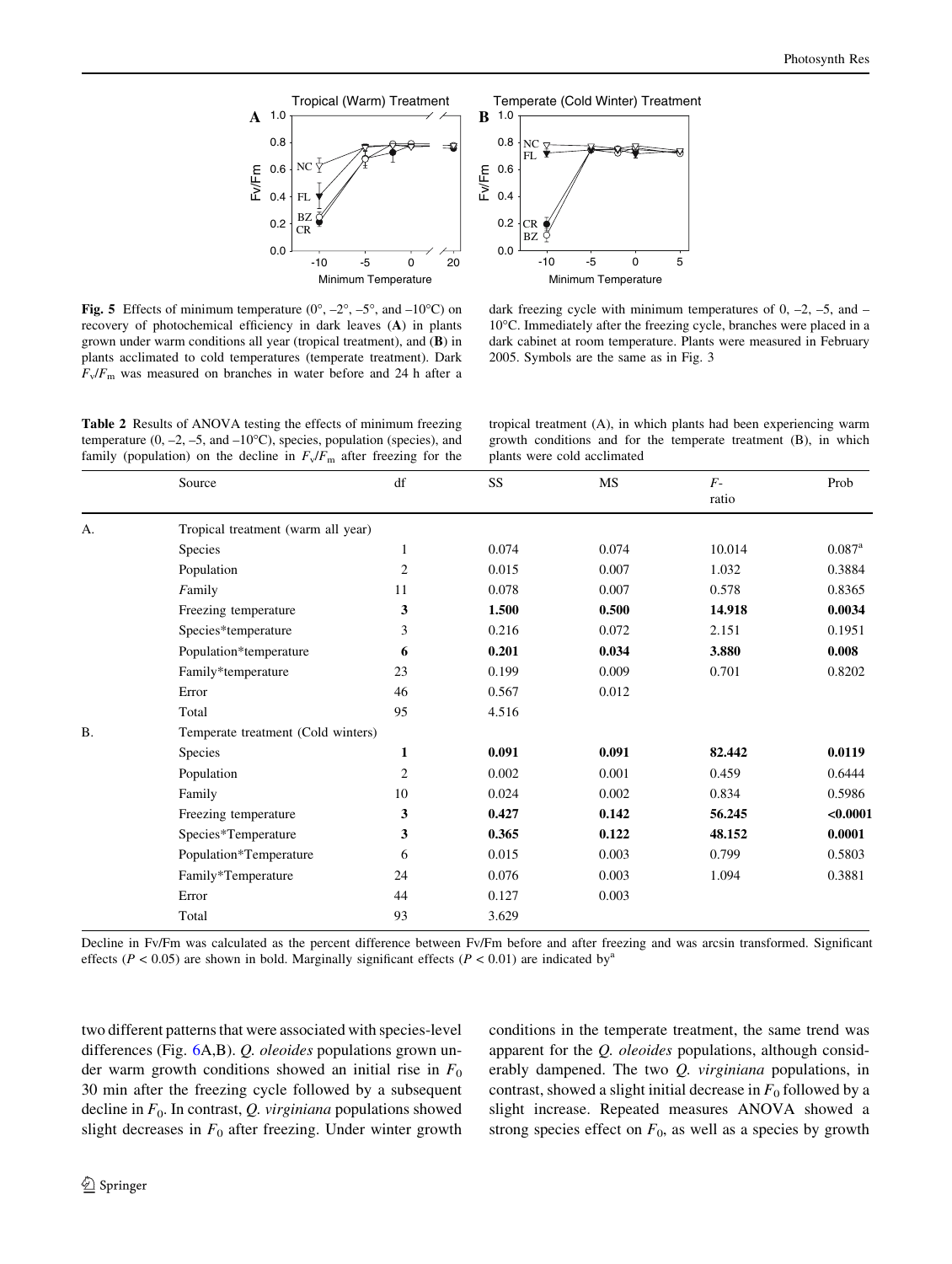**Fig. 5** Effects of minimum temperature (0°, –2°, –5°, and –10°C) on recovery of photochemical efficiency in dark leaves (**A**) in plants grown under warm conditions all year (tropical treatment), and (**B**) in plants acclimated to cold temperatures (temperate treatment). Dark $F_v/F_m$ was measured on branches in water before and 24 h after a dark freezing cycle with minimum temperatures of 0, –2, –5, and –10°C. Immediately after the freezing cycle, branches were placed in a dark cabinet at room temperature. Plants were measured in February 2005. Symbols are the same as in Fig. 3

**Table 2** Results of ANOVA testing the effects of minimum freezing temperature (0, –2, –5, and –10°C), species, population (species), and family (population) on the decline in $F_v/F_m$ after freezing for the tropical treatment (A), in which plants had been experiencing warm growth conditions and for the temperate treatment (B), in which plants were cold acclimated

| | Source | df | SS | MS | *F*-ratio | Prob |
|---|---|---|---|---|---|---|
| A. | Tropical treatment (warm all year) | | | | | |
| | Species | 1 | 0.074 | 0.074 | 10.014 | 0.087[a] |
| | Population | 2 | 0.015 | 0.007 | 1.032 | 0.3884 |
| | *F*amily | 11 | 0.078 | 0.007 | 0.578 | 0.8365 |
| | Freezing temperature | **3** | **1.500** | **0.500** | **14.918** | **0.0034** |
| | Species*temperature | 3 | 0.216 | 0.072 | 2.151 | 0.1951 |
| | Population*temperature | **6** | **0.201** | **0.034** | **3.880** | **0.008** |
| | Family*temperature | 23 | 0.199 | 0.009 | 0.701 | 0.8202 |
| | Error | 46 | 0.567 | 0.012 | | |
| | Total | 95 | 4.516 | | | |
| B. | Temperate treatment (Cold winters) | | | | | |
| | Species | **1** | **0.091** | **0.091** | **82.442** | **0.0119** |
| | Population | 2 | 0.002 | 0.001 | 0.459 | 0.6444 |
| | Family | 10 | 0.024 | 0.002 | 0.834 | 0.5986 |
| | Freezing temperature | **3** | **0.427** | **0.142** | **56.245** | **<0.0001** |
| | Species*Temperature | **3** | **0.365** | **0.122** | **48.152** | **0.0001** |
| | Population*Temperature | 6 | 0.015 | 0.003 | 0.799 | 0.5803 |
| | Family*Temperature | 24 | 0.076 | 0.003 | 1.094 | 0.3881 |
| | Error | 44 | 0.127 | 0.003 | | |
| | Total | 93 | 3.629 | | | |

Decline in Fv/Fm was calculated as the percent difference between Fv/Fm before and after freezing and was arcsin transformed. Significant effects ($P < 0.05$) are shown in bold. Marginally significant effects ($P < 0.01$) are indicated by[a]

two different patterns that were associated with species-level differences (Fig. 6A,B). *Q. oleoides* populations grown under warm growth conditions showed an initial rise in $F_0$ 30 min after the freezing cycle followed by a subsequent decline in $F_0$. In contrast, *Q. virginiana* populations showed slight decreases in $F_0$ after freezing. Under winter growth conditions in the temperate treatment, the same trend was apparent for the *Q. oleoides* populations, although considerably dampened. The two *Q. virginiana* populations, in contrast, showed a slight initial decrease in $F_0$ followed by a slight increase. Repeated measures ANOVA showed a strong species effect on $F_0$, as well as a species by growth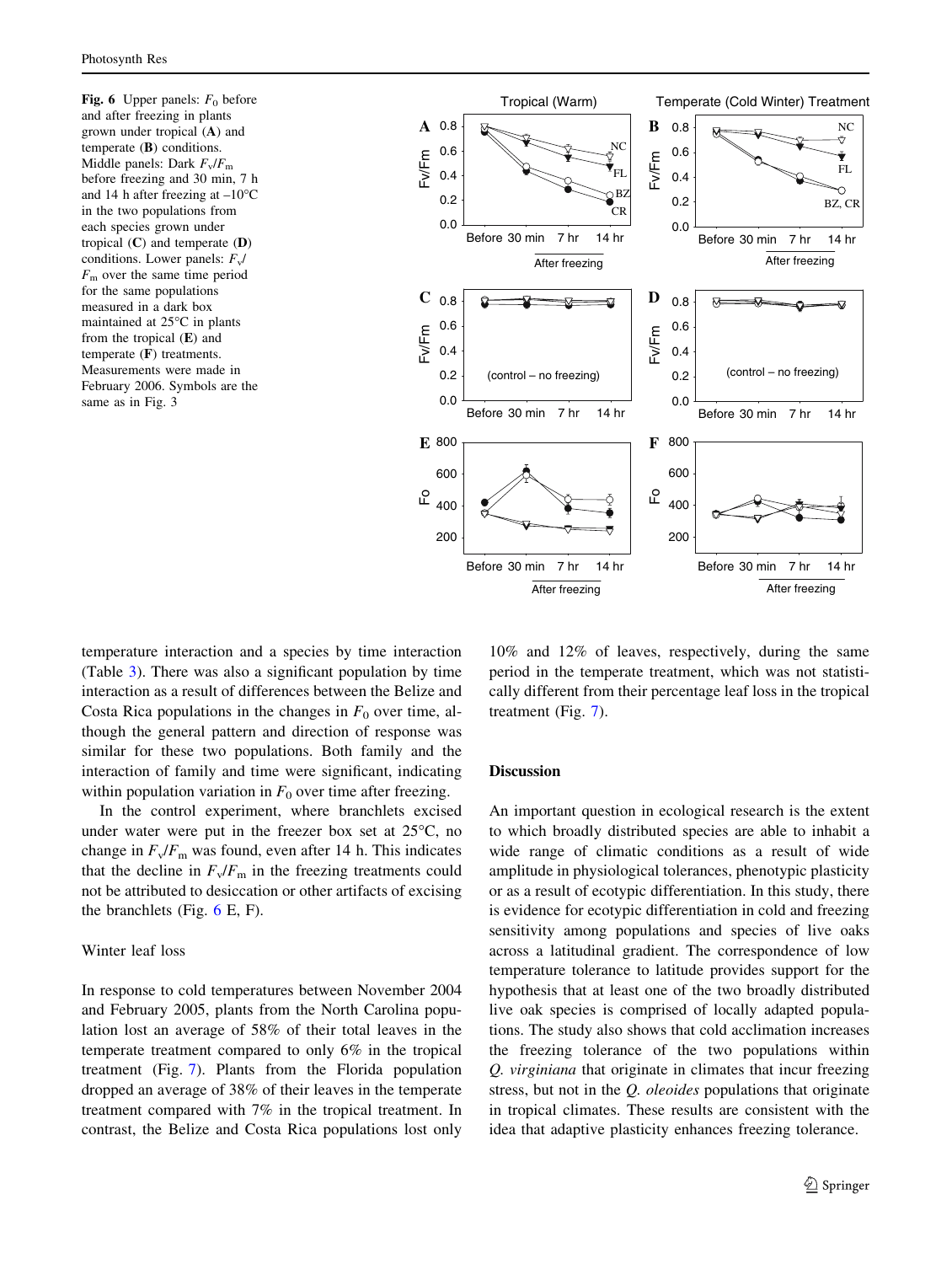**Fig. 6** Upper panels: $F_0$ before and after freezing in plants grown under tropical (**A**) and temperate (**B**) conditions. Middle panels: Dark $F_v/F_m$ before freezing and 30 min, 7 h and 14 h after freezing at –10°C in the two populations from each species grown under tropical (**C**) and temperate (**D**) conditions. Lower panels: $F_v/F_m$ over the same time period for the same populations measured in a dark box maintained at 25°C in plants from the tropical (**E**) and temperate (**F**) treatments. Measurements were made in February 2006. Symbols are the same as in Fig. 3

temperature interaction and a species by time interaction (Table 3). There was also a significant population by time interaction as a result of differences between the Belize and Costa Rica populations in the changes in $F_0$ over time, although the general pattern and direction of response was similar for these two populations. Both family and the interaction of family and time were significant, indicating within population variation in $F_0$ over time after freezing.

In the control experiment, where branchlets excised under water were put in the freezer box set at 25°C, no change in $F_v/F_m$ was found, even after 14 h. This indicates that the decline in $F_v/F_m$ in the freezing treatments could not be attributed to desiccation or other artifacts of excising the branchlets (Fig. 6 E, F).

### Winter leaf loss

In response to cold temperatures between November 2004 and February 2005, plants from the North Carolina population lost an average of 58% of their total leaves in the temperate treatment compared to only 6% in the tropical treatment (Fig. 7). Plants from the Florida population dropped an average of 38% of their leaves in the temperate treatment compared with 7% in the tropical treatment. In contrast, the Belize and Costa Rica populations lost only 10% and 12% of leaves, respectively, during the same period in the temperate treatment, which was not statistically different from their percentage leaf loss in the tropical treatment (Fig. 7).

## Discussion

An important question in ecological research is the extent to which broadly distributed species are able to inhabit a wide range of climatic conditions as a result of wide amplitude in physiological tolerances, phenotypic plasticity or as a result of ecotypic differentiation. In this study, there is evidence for ecotypic differentiation in cold and freezing sensitivity among populations and species of live oaks across a latitudinal gradient. The correspondence of low temperature tolerance to latitude provides support for the hypothesis that at least one of the two broadly distributed live oak species is comprised of locally adapted populations. The study also shows that cold acclimation increases the freezing tolerance of the two populations within *Q. virginiana* that originate in climates that incur freezing stress, but not in the *Q. oleoides* populations that originate in tropical climates. These results are consistent with the idea that adaptive plasticity enhances freezing tolerance.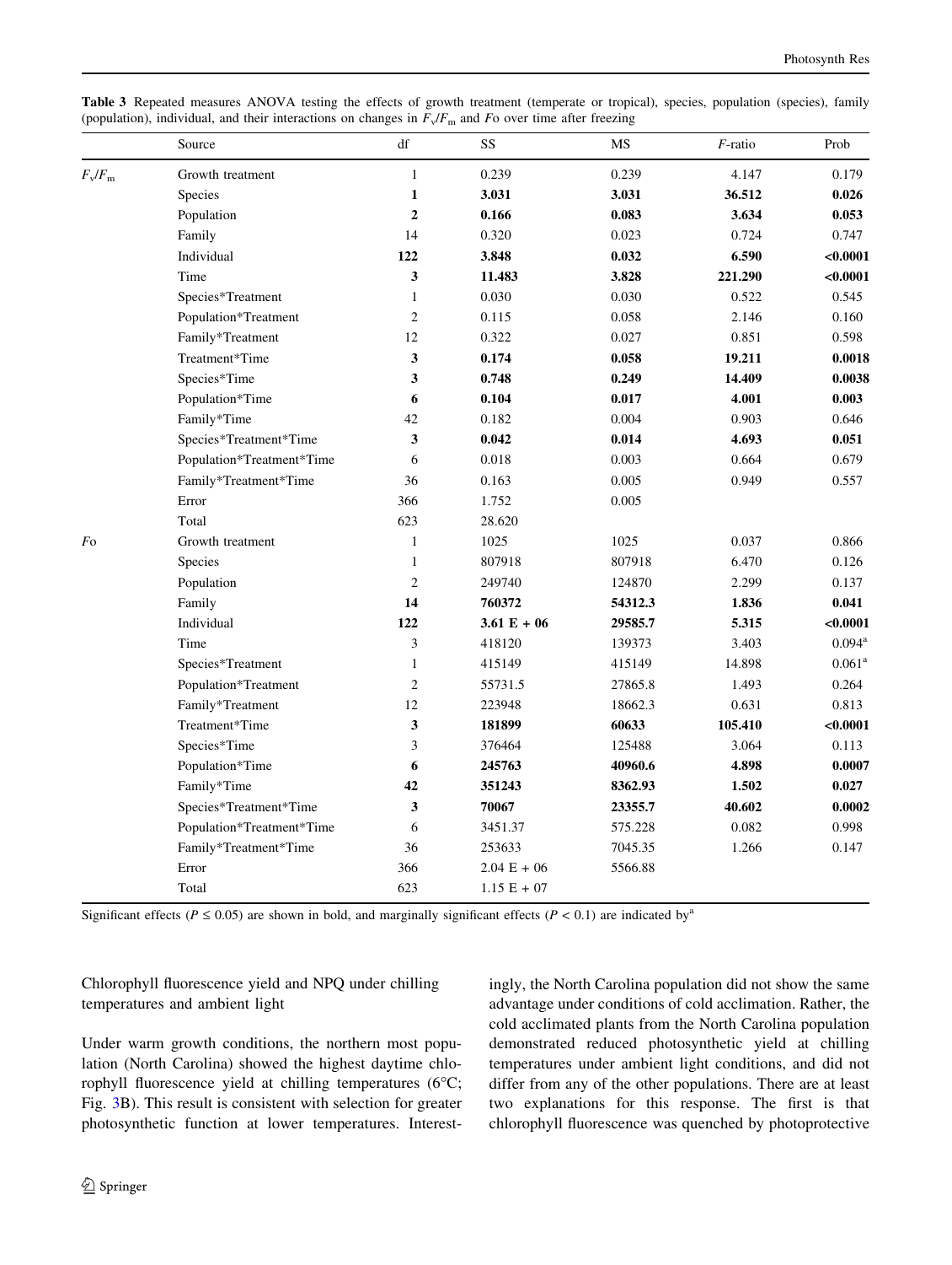**Table 3** Repeated measures ANOVA testing the effects of growth treatment (temperate or tropical), species, population (species), family (population), individual, and their interactions on changes in $F_v/F_m$ and $F$o over time after freezing

| | Source | df | SS | MS | $F$-ratio | Prob |
|---|---|---|---|---|---|---|
| $F_v/F_m$ | Growth treatment | 1 | 0.239 | 0.239 | 4.147 | 0.179 |
| | Species | **1** | **3.031** | **3.031** | **36.512** | **0.026** |
| | Population | **2** | **0.166** | **0.083** | **3.634** | **0.053** |
| | Family | 14 | 0.320 | 0.023 | 0.724 | 0.747 |
| | Individual | **122** | **3.848** | **0.032** | **6.590** | **<0.0001** |
| | Time | **3** | **11.483** | **3.828** | **221.290** | **<0.0001** |
| | Species*Treatment | 1 | 0.030 | 0.030 | 0.522 | 0.545 |
| | Population*Treatment | 2 | 0.115 | 0.058 | 2.146 | 0.160 |
| | Family*Treatment | 12 | 0.322 | 0.027 | 0.851 | 0.598 |
| | Treatment*Time | **3** | **0.174** | **0.058** | **19.211** | **0.0018** |
| | Species*Time | **3** | **0.748** | **0.249** | **14.409** | **0.0038** |
| | Population*Time | **6** | **0.104** | **0.017** | **4.001** | **0.003** |
| | Family*Time | 42 | 0.182 | 0.004 | 0.903 | 0.646 |
| | Species*Treatment*Time | **3** | **0.042** | **0.014** | **4.693** | **0.051** |
| | Population*Treatment*Time | 6 | 0.018 | 0.003 | 0.664 | 0.679 |
| | Family*Treatment*Time | 36 | 0.163 | 0.005 | 0.949 | 0.557 |
| | Error | 366 | 1.752 | 0.005 | | |
| | Total | 623 | 28.620 | | | |
| $F$o | Growth treatment | 1 | 1025 | 1025 | 0.037 | 0.866 |
| | Species | 1 | 807918 | 807918 | 6.470 | 0.126 |
| | Population | 2 | 249740 | 124870 | 2.299 | 0.137 |
| | Family | **14** | **760372** | **54312.3** | **1.836** | **0.041** |
| | Individual | **122** | **3.61 E + 06** | **29585.7** | **5.315** | **<0.0001** |
| | Time | 3 | 418120 | 139373 | 3.403 | 0.094[a] |
| | Species*Treatment | 1 | 415149 | 415149 | 14.898 | 0.061[a] |
| | Population*Treatment | 2 | 55731.5 | 27865.8 | 1.493 | 0.264 |
| | Family*Treatment | 12 | 223948 | 18662.3 | 0.631 | 0.813 |
| | Treatment*Time | **3** | **181899** | **60633** | **105.410** | **<0.0001** |
| | Species*Time | 3 | 376464 | 125488 | 3.064 | 0.113 |
| | Population*Time | **6** | **245763** | **40960.6** | **4.898** | **0.0007** |
| | Family*Time | **42** | **351243** | **8362.93** | **1.502** | **0.027** |
| | Species*Treatment*Time | **3** | **70067** | **23355.7** | **40.602** | **0.0002** |
| | Population*Treatment*Time | 6 | 3451.37 | 575.228 | 0.082 | 0.998 |
| | Family*Treatment*Time | 36 | 253633 | 7045.35 | 1.266 | 0.147 |
| | Error | 366 | 2.04 E + 06 | 5566.88 | | |
| | Total | 623 | 1.15 E + 07 | | | |

Significant effects ($P \leq 0.05$) are shown in bold, and marginally significant effects ($P < 0.1$) are indicated by[a]

Chlorophyll fluorescence yield and NPQ under chilling temperatures and ambient light

Under warm growth conditions, the northern most population (North Carolina) showed the highest daytime chlorophyll fluorescence yield at chilling temperatures (6°C; Fig. 3B). This result is consistent with selection for greater photosynthetic function at lower temperatures. Interestingly, the North Carolina population did not show the same advantage under conditions of cold acclimation. Rather, the cold acclimated plants from the North Carolina population demonstrated reduced photosynthetic yield at chilling temperatures under ambient light conditions, and did not differ from any of the other populations. There are at least two explanations for this response. The first is that chlorophyll fluorescence was quenched by photoprotective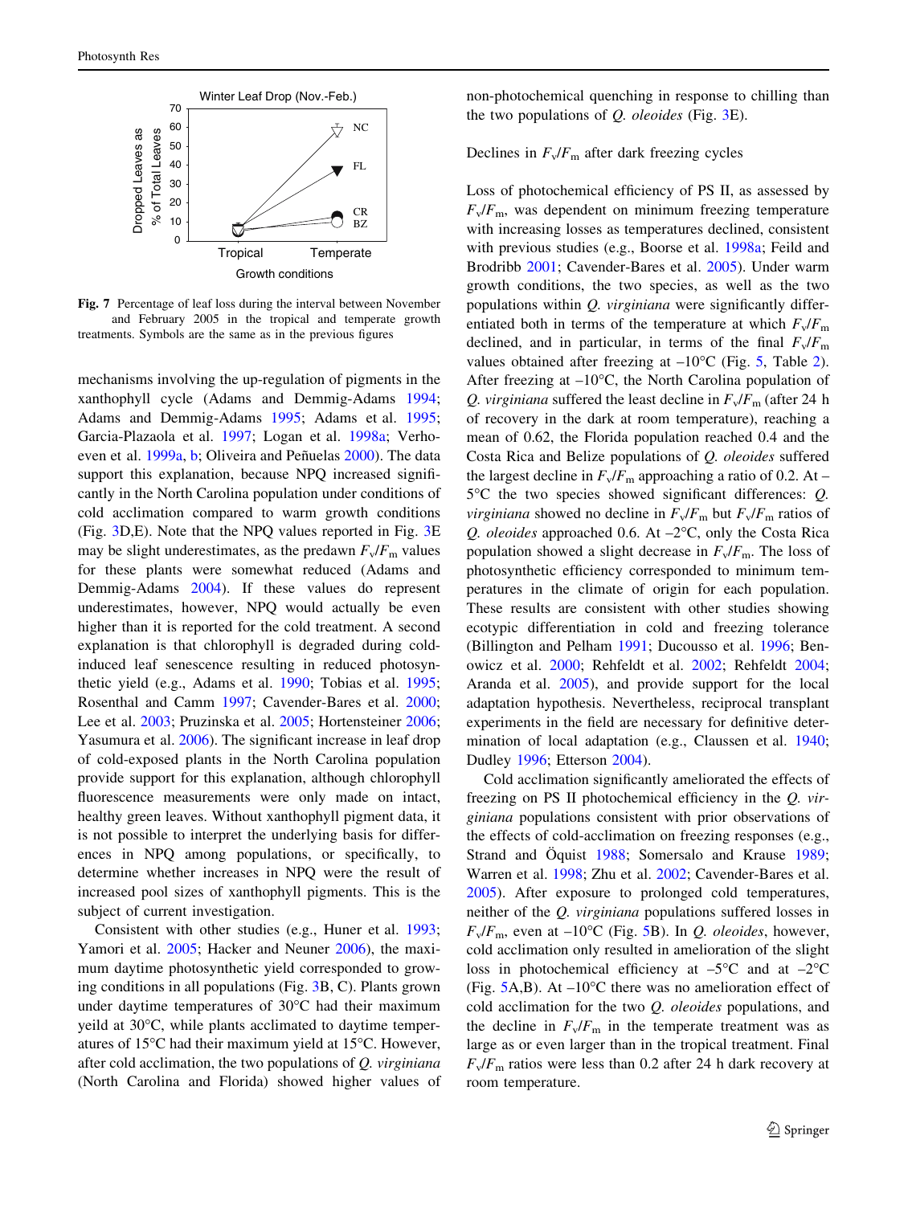Fig. 7 Percentage of leaf loss during the interval between November and February 2005 in the tropical and temperate growth treatments. Symbols are the same as in the previous figures

mechanisms involving the up-regulation of pigments in the xanthophyll cycle (Adams and Demmig-Adams 1994; Adams and Demmig-Adams 1995; Adams et al. 1995; Garcia-Plazaola et al. 1997; Logan et al. 1998a; Verhoeven et al. 1999a, b; Oliveira and Peñuelas 2000). The data support this explanation, because NPQ increased significantly in the North Carolina population under conditions of cold acclimation compared to warm growth conditions (Fig. 3D,E). Note that the NPQ values reported in Fig. 3E may be slight underestimates, as the predawn $F_v/F_m$ values for these plants were somewhat reduced (Adams and Demmig-Adams 2004). If these values do represent underestimates, however, NPQ would actually be even higher than it is reported for the cold treatment. A second explanation is that chlorophyll is degraded during cold-induced leaf senescence resulting in reduced photosynthetic yield (e.g., Adams et al. 1990; Tobias et al. 1995; Rosenthal and Camm 1997; Cavender-Bares et al. 2000; Lee et al. 2003; Pruzinska et al. 2005; Hortensteiner 2006; Yasumura et al. 2006). The significant increase in leaf drop of cold-exposed plants in the North Carolina population provide support for this explanation, although chlorophyll fluorescence measurements were only made on intact, healthy green leaves. Without xanthophyll pigment data, it is not possible to interpret the underlying basis for differences in NPQ among populations, or specifically, to determine whether increases in NPQ were the result of increased pool sizes of xanthophyll pigments. This is the subject of current investigation.

Consistent with other studies (e.g., Huner et al. 1993; Yamori et al. 2005; Hacker and Neuner 2006), the maximum daytime photosynthetic yield corresponded to growing conditions in all populations (Fig. 3B, C). Plants grown under daytime temperatures of 30°C had their maximum yeild at 30°C, while plants acclimated to daytime temperatures of 15°C had their maximum yield at 15°C. However, after cold acclimation, the two populations of *Q. virginiana* (North Carolina and Florida) showed higher values of non-photochemical quenching in response to chilling than the two populations of *Q. oleoides* (Fig. 3E).

### Declines in $F_v/F_m$ after dark freezing cycles

Loss of photochemical efficiency of PS II, as assessed by $F_v/F_m$, was dependent on minimum freezing temperature with increasing losses as temperatures declined, consistent with previous studies (e.g., Boorse et al. 1998a; Feild and Brodribb 2001; Cavender-Bares et al. 2005). Under warm growth conditions, the two species, as well as the two populations within *Q. virginiana* were significantly differentiated both in terms of the temperature at which $F_v/F_m$ declined, and in particular, in terms of the final $F_v/F_m$ values obtained after freezing at –10°C (Fig. 5, Table 2). After freezing at –10°C, the North Carolina population of *Q. virginiana* suffered the least decline in $F_v/F_m$ (after 24 h of recovery in the dark at room temperature), reaching a mean of 0.62, the Florida population reached 0.4 and the Costa Rica and Belize populations of *Q. oleoides* suffered the largest decline in $F_v/F_m$ approaching a ratio of 0.2. At –5°C the two species showed significant differences: *Q. virginiana* showed no decline in $F_v/F_m$ but $F_v/F_m$ ratios of *Q. oleoides* approached 0.6. At –2°C, only the Costa Rica population showed a slight decrease in $F_v/F_m$. The loss of photosynthetic efficiency corresponded to minimum temperatures in the climate of origin for each population. These results are consistent with other studies showing ecotypic differentiation in cold and freezing tolerance (Billington and Pelham 1991; Ducousso et al. 1996; Benowicz et al. 2000; Rehfeldt et al. 2002; Rehfeldt 2004; Aranda et al. 2005), and provide support for the local adaptation hypothesis. Nevertheless, reciprocal transplant experiments in the field are necessary for definitive determination of local adaptation (e.g., Claussen et al. 1940; Dudley 1996; Etterson 2004).

Cold acclimation significantly ameliorated the effects of freezing on PS II photochemical efficiency in the *Q. virginiana* populations consistent with prior observations of the effects of cold-acclimation on freezing responses (e.g., Strand and Öquist 1988; Somersalo and Krause 1989; Warren et al. 1998; Zhu et al. 2002; Cavender-Bares et al. 2005). After exposure to prolonged cold temperatures, neither of the *Q. virginiana* populations suffered losses in $F_v/F_m$, even at –10°C (Fig. 5B). In *Q. oleoides*, however, cold acclimation only resulted in amelioration of the slight loss in photochemical efficiency at –5°C and at –2°C (Fig. 5A,B). At –10°C there was no amelioration effect of cold acclimation for the two *Q. oleoides* populations, and the decline in $F_v/F_m$ in the temperate treatment was as large as or even larger than in the tropical treatment. Final $F_v/F_m$ ratios were less than 0.2 after 24 h dark recovery at room temperature.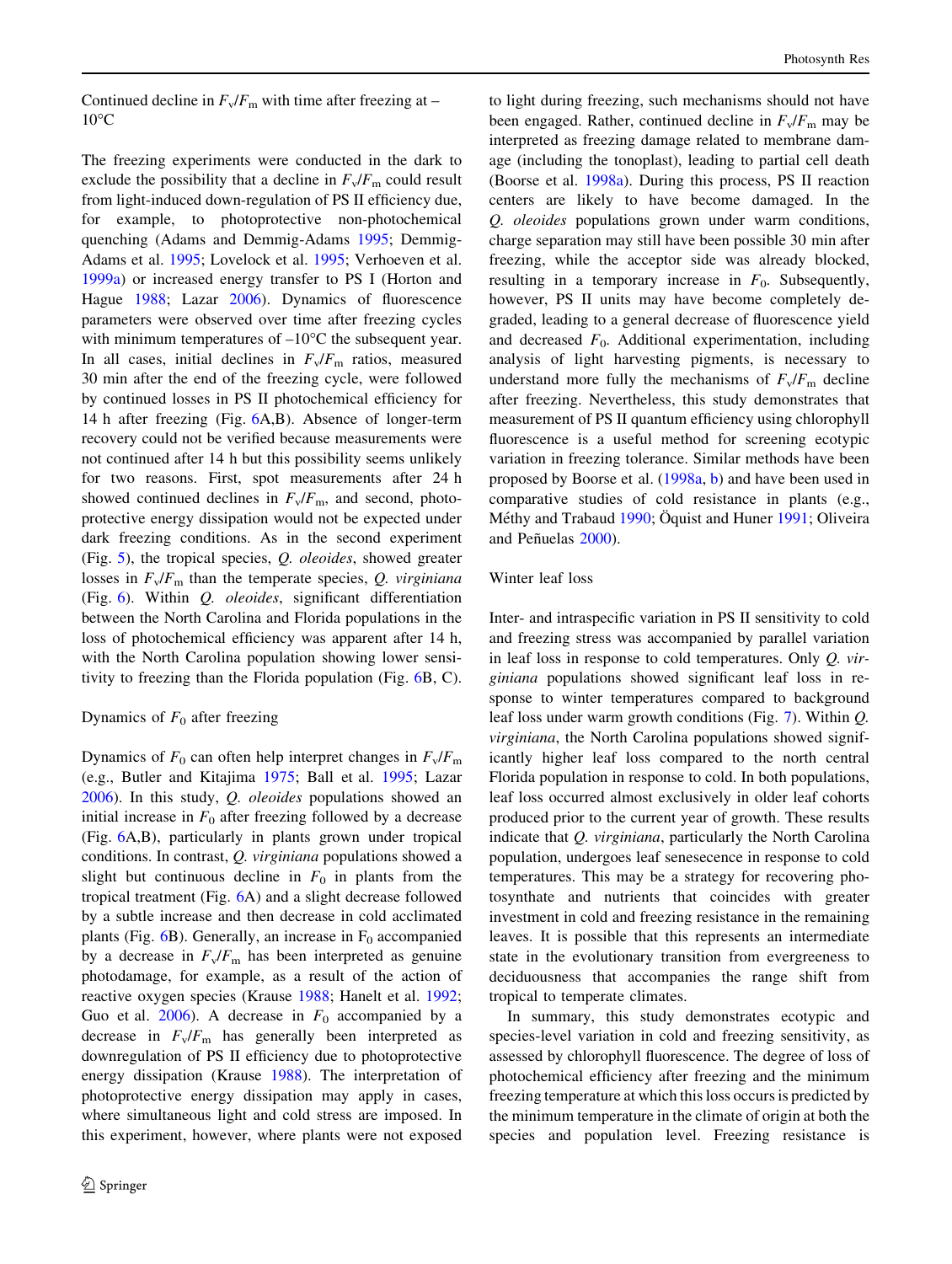Continued decline in $F_v/F_m$ with time after freezing at –10°C

The freezing experiments were conducted in the dark to exclude the possibility that a decline in $F_v/F_m$ could result from light-induced down-regulation of PS II efficiency due, for example, to photoprotective non-photochemical quenching (Adams and Demmig-Adams 1995; Demmig-Adams et al. 1995; Lovelock et al. 1995; Verhoeven et al. 1999a) or increased energy transfer to PS I (Horton and Hague 1988; Lazar 2006). Dynamics of fluorescence parameters were observed over time after freezing cycles with minimum temperatures of –10°C the subsequent year. In all cases, initial declines in $F_v/F_m$ ratios, measured 30 min after the end of the freezing cycle, were followed by continued losses in PS II photochemical efficiency for 14 h after freezing (Fig. 6A,B). Absence of longer-term recovery could not be verified because measurements were not continued after 14 h but this possibility seems unlikely for two reasons. First, spot measurements after 24 h showed continued declines in $F_v/F_m$, and second, photoprotective energy dissipation would not be expected under dark freezing conditions. As in the second experiment (Fig. 5), the tropical species, *Q. oleoides*, showed greater losses in $F_v/F_m$ than the temperate species, *Q. virginiana* (Fig. 6). Within *Q. oleoides*, significant differentiation between the North Carolina and Florida populations in the loss of photochemical efficiency was apparent after 14 h, with the North Carolina population showing lower sensitivity to freezing than the Florida population (Fig. 6B, C).

Dynamics of $F_0$ after freezing

Dynamics of $F_0$ can often help interpret changes in $F_v/F_m$ (e.g., Butler and Kitajima 1975; Ball et al. 1995; Lazar 2006). In this study, *Q. oleoides* populations showed an initial increase in $F_0$ after freezing followed by a decrease (Fig. 6A,B), particularly in plants grown under tropical conditions. In contrast, *Q. virginiana* populations showed a slight but continuous decline in $F_0$ in plants from the tropical treatment (Fig. 6A) and a slight decrease followed by a subtle increase and then decrease in cold acclimated plants (Fig. 6B). Generally, an increase in $F_0$ accompanied by a decrease in $F_v/F_m$ has been interpreted as genuine photodamage, for example, as a result of the action of reactive oxygen species (Krause 1988; Hanelt et al. 1992; Guo et al. 2006). A decrease in $F_0$ accompanied by a decrease in $F_v/F_m$ has generally been interpreted as downregulation of PS II efficiency due to photoprotective energy dissipation (Krause 1988). The interpretation of photoprotective energy dissipation may apply in cases, where simultaneous light and cold stress are imposed. In this experiment, however, where plants were not exposed to light during freezing, such mechanisms should not have been engaged. Rather, continued decline in $F_v/F_m$ may be interpreted as freezing damage related to membrane damage (including the tonoplast), leading to partial cell death (Boorse et al. 1998a). During this process, PS II reaction centers are likely to have become damaged. In the *Q. oleoides* populations grown under warm conditions, charge separation may still have been possible 30 min after freezing, while the acceptor side was already blocked, resulting in a temporary increase in $F_0$. Subsequently, however, PS II units may have become completely degraded, leading to a general decrease of fluorescence yield and decreased $F_0$. Additional experimentation, including analysis of light harvesting pigments, is necessary to understand more fully the mechanisms of $F_v/F_m$ decline after freezing. Nevertheless, this study demonstrates that measurement of PS II quantum efficiency using chlorophyll fluorescence is a useful method for screening ecotypic variation in freezing tolerance. Similar methods have been proposed by Boorse et al. (1998a, b) and have been used in comparative studies of cold resistance in plants (e.g., Méthy and Trabaud 1990; Öquist and Huner 1991; Oliveira and Peñuelas 2000).

Winter leaf loss

Inter- and intraspecific variation in PS II sensitivity to cold and freezing stress was accompanied by parallel variation in leaf loss in response to cold temperatures. Only *Q. virginiana* populations showed significant leaf loss in response to winter temperatures compared to background leaf loss under warm growth conditions (Fig. 7). Within *Q. virginiana*, the North Carolina populations showed significantly higher leaf loss compared to the north central Florida population in response to cold. In both populations, leaf loss occurred almost exclusively in older leaf cohorts produced prior to the current year of growth. These results indicate that *Q. virginiana*, particularly the North Carolina population, undergoes leaf senescence in response to cold temperatures. This may be a strategy for recovering photosynthate and nutrients that coincides with greater investment in cold and freezing resistance in the remaining leaves. It is possible that this represents an intermediate state in the evolutionary transition from evergreeness to deciduousness that accompanies the range shift from tropical to temperate climates.

In summary, this study demonstrates ecotypic and species-level variation in cold and freezing sensitivity, as assessed by chlorophyll fluorescence. The degree of loss of photochemical efficiency after freezing and the minimum freezing temperature at which this loss occurs is predicted by the minimum temperature in the climate of origin at both the species and population level. Freezing resistance is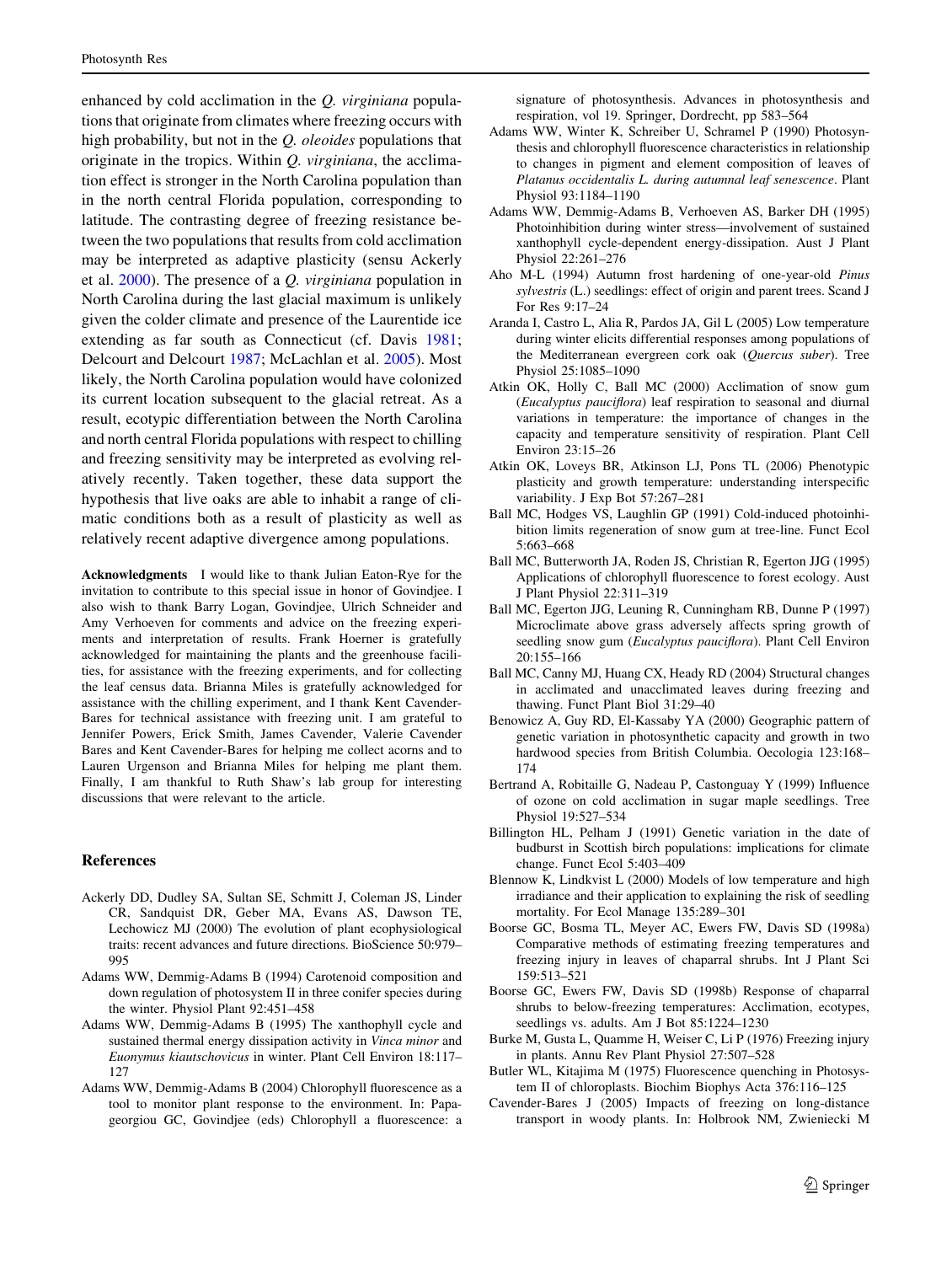enhanced by cold acclimation in the *Q. virginiana* populations that originate from climates where freezing occurs with high probability, but not in the *Q. oleoides* populations that originate in the tropics. Within *Q. virginiana*, the acclimation effect is stronger in the North Carolina population than in the north central Florida population, corresponding to latitude. The contrasting degree of freezing resistance between the two populations that results from cold acclimation may be interpreted as adaptive plasticity (sensu Ackerly et al. 2000). The presence of a *Q. virginiana* population in North Carolina during the last glacial maximum is unlikely given the colder climate and presence of the Laurentide ice extending as far south as Connecticut (cf. Davis 1981; Delcourt and Delcourt 1987; McLachlan et al. 2005). Most likely, the North Carolina population would have colonized its current location subsequent to the glacial retreat. As a result, ecotypic differentiation between the North Carolina and north central Florida populations with respect to chilling and freezing sensitivity may be interpreted as evolving relatively recently. Taken together, these data support the hypothesis that live oaks are able to inhabit a range of climatic conditions both as a result of plasticity as well as relatively recent adaptive divergence among populations.

**Acknowledgments** I would like to thank Julian Eaton-Rye for the invitation to contribute to this special issue in honor of Govindjee. I also wish to thank Barry Logan, Govindjee, Ulrich Schneider and Amy Verhoeven for comments and advice on the freezing experiments and interpretation of results. Frank Hoerner is gratefully acknowledged for maintaining the plants and the greenhouse facilities, for assistance with the freezing experiments, and for collecting the leaf census data. Brianna Miles is gratefully acknowledged for assistance with the chilling experiment, and I thank Kent Cavender-Bares for technical assistance with freezing unit. I am grateful to Jennifer Powers, Erick Smith, James Cavender, Valerie Cavender Bares and Kent Cavender-Bares for helping me collect acorns and to Lauren Urgenson and Brianna Miles for helping me plant them. Finally, I am thankful to Ruth Shaw's lab group for interesting discussions that were relevant to the article.

## References

Ackerly DD, Dudley SA, Sultan SE, Schmitt J, Coleman JS, Linder CR, Sandquist DR, Geber MA, Evans AS, Dawson TE, Lechowicz MJ (2000) The evolution of plant ecophysiological traits: recent advances and future directions. BioScience 50:979–995

Adams WW, Demmig-Adams B (1994) Carotenoid composition and down regulation of photosystem II in three conifer species during the winter. Physiol Plant 92:451–458

Adams WW, Demmig-Adams B (1995) The xanthophyll cycle and sustained thermal energy dissipation activity in *Vinca minor* and *Euonymus kiautschovicus* in winter. Plant Cell Environ 18:117–127

Adams WW, Demmig-Adams B (2004) Chlorophyll fluorescence as a tool to monitor plant response to the environment. In: Papageorgiou GC, Govindjee (eds) Chlorophyll a fluorescence: a signature of photosynthesis. Advances in photosynthesis and respiration, vol 19. Springer, Dordrecht, pp 583–564

Adams WW, Winter K, Schreiber U, Schramel P (1990) Photosynthesis and chlorophyll fluorescence characteristics in relationship to changes in pigment and element composition of leaves of *Platanus occidentalis L. during autumnal leaf senescence*. Plant Physiol 93:1184–1190

Adams WW, Demmig-Adams B, Verhoeven AS, Barker DH (1995) Photoinhibition during winter stress—involvement of sustained xanthophyll cycle-dependent energy-dissipation. Aust J Plant Physiol 22:261–276

Aho M-L (1994) Autumn frost hardening of one-year-old *Pinus sylvestris* (L.) seedlings: effect of origin and parent trees. Scand J For Res 9:17–24

Aranda I, Castro L, Alia R, Pardos JA, Gil L (2005) Low temperature during winter elicits differential responses among populations of the Mediterranean evergreen cork oak (*Quercus suber*). Tree Physiol 25:1085–1090

Atkin OK, Holly C, Ball MC (2000) Acclimation of snow gum (*Eucalyptus pauciflora*) leaf respiration to seasonal and diurnal variations in temperature: the importance of changes in the capacity and temperature sensitivity of respiration. Plant Cell Environ 23:15–26

Atkin OK, Loveys BR, Atkinson LJ, Pons TL (2006) Phenotypic plasticity and growth temperature: understanding interspecific variability. J Exp Bot 57:267–281

Ball MC, Hodges VS, Laughlin GP (1991) Cold-induced photoinhibition limits regeneration of snow gum at tree-line. Funct Ecol 5:663–668

Ball MC, Butterworth JA, Roden JS, Christian R, Egerton JJG (1995) Applications of chlorophyll fluorescence to forest ecology. Aust J Plant Physiol 22:311–319

Ball MC, Egerton JJG, Leuning R, Cunningham RB, Dunne P (1997) Microclimate above grass adversely affects spring growth of seedling snow gum (*Eucalyptus pauciflora*). Plant Cell Environ 20:155–166

Ball MC, Canny MJ, Huang CX, Heady RD (2004) Structural changes in acclimated and unacclimated leaves during freezing and thawing. Funct Plant Biol 31:29–40

Benowicz A, Guy RD, El-Kassaby YA (2000) Geographic pattern of genetic variation in photosynthetic capacity and growth in two hardwood species from British Columbia. Oecologia 123:168–174

Bertrand A, Robitaille G, Nadeau P, Castonguay Y (1999) Influence of ozone on cold acclimation in sugar maple seedlings. Tree Physiol 19:527–534

Billington HL, Pelham J (1991) Genetic variation in the date of budburst in Scottish birch populations: implications for climate change. Funct Ecol 5:403–409

Blennow K, Lindkvist L (2000) Models of low temperature and high irradiance and their application to explaining the risk of seedling mortality. For Ecol Manage 135:289–301

Boorse GC, Bosma TL, Meyer AC, Ewers FW, Davis SD (1998a) Comparative methods of estimating freezing temperatures and freezing injury in leaves of chaparral shrubs. Int J Plant Sci 159:513–521

Boorse GC, Ewers FW, Davis SD (1998b) Response of chaparral shrubs to below-freezing temperatures: Acclimation, ecotypes, seedlings vs. adults. Am J Bot 85:1224–1230

Burke M, Gusta L, Quamme H, Weiser C, Li P (1976) Freezing injury in plants. Annu Rev Plant Physiol 27:507–528

Butler WL, Kitajima M (1975) Fluorescence quenching in Photosystem II of chloroplasts. Biochim Biophys Acta 376:116–125

Cavender-Bares J (2005) Impacts of freezing on long-distance transport in woody plants. In: Holbrook NM, Zwieniecki M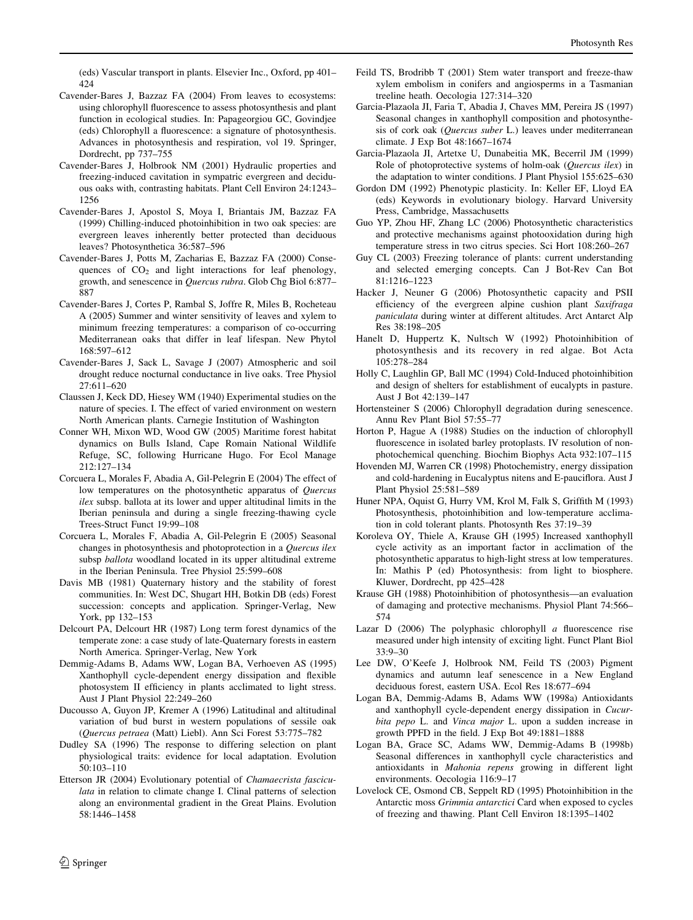(eds) Vascular transport in plants. Elsevier Inc., Oxford, pp 401–424

Cavender-Bares J, Bazzaz FA (2004) From leaves to ecosystems: using chlorophyll fluorescence to assess photosynthesis and plant function in ecological studies. In: Papageorgiou GC, Govindjee (eds) Chlorophyll a fluorescence: a signature of photosynthesis. Advances in photosynthesis and respiration, vol 19. Springer, Dordrecht, pp 737–755

Cavender-Bares J, Holbrook NM (2001) Hydraulic properties and freezing-induced cavitation in sympatric evergreen and deciduous oaks with, contrasting habitats. Plant Cell Environ 24:1243–1256

Cavender-Bares J, Apostol S, Moya I, Briantais JM, Bazzaz FA (1999) Chilling-induced photoinhibition in two oak species: are evergreen leaves inherently better protected than deciduous leaves? Photosynthetica 36:587–596

Cavender-Bares J, Potts M, Zacharias E, Bazzaz FA (2000) Consequences of $CO_2$ and light interactions for leaf phenology, growth, and senescence in *Quercus rubra*. Glob Chg Biol 6:877–887

Cavender-Bares J, Cortes P, Rambal S, Joffre R, Miles B, Rocheteau A (2005) Summer and winter sensitivity of leaves and xylem to minimum freezing temperatures: a comparison of co-occurring Mediterranean oaks that differ in leaf lifespan. New Phytol 168:597–612

Cavender-Bares J, Sack L, Savage J (2007) Atmospheric and soil drought reduce nocturnal conductance in live oaks. Tree Physiol 27:611–620

Claussen J, Keck DD, Hiesey WM (1940) Experimental studies on the nature of species. I. The effect of varied environment on western North American plants. Carnegie Institution of Washington

Conner WH, Mixon WD, Wood GW (2005) Maritime forest habitat dynamics on Bulls Island, Cape Romain National Wildlife Refuge, SC, following Hurricane Hugo. For Ecol Manage 212:127–134

Corcuera L, Morales F, Abadia A, Gil-Pelegrin E (2004) The effect of low temperatures on the photosynthetic apparatus of *Quercus ilex* subsp. ballota at its lower and upper altitudinal limits in the Iberian peninsula and during a single freezing-thawing cycle Trees-Struct Funct 19:99–108

Corcuera L, Morales F, Abadia A, Gil-Pelegrin E (2005) Seasonal changes in photosynthesis and photoprotection in a *Quercus ilex* subsp *ballota* woodland located in its upper altitudinal extreme in the Iberian Peninsula. Tree Physiol 25:599–608

Davis MB (1981) Quaternary history and the stability of forest communities. In: West DC, Shugart HH, Botkin DB (eds) Forest succession: concepts and application. Springer-Verlag, New York, pp 132–153

Delcourt PA, Delcourt HR (1987) Long term forest dynamics of the temperate zone: a case study of late-Quaternary forests in eastern North America. Springer-Verlag, New York

Demmig-Adams B, Adams WW, Logan BA, Verhoeven AS (1995) Xanthophyll cycle-dependent energy dissipation and flexible photosystem II efficiency in plants acclimated to light stress. Aust J Plant Physiol 22:249–260

Ducousso A, Guyon JP, Kremer A (1996) Latitudinal and altitudinal variation of bud burst in western populations of sessile oak (*Quercus petraea* (Matt) Liebl). Ann Sci Forest 53:775–782

Dudley SA (1996) The response to differing selection on plant physiological traits: evidence for local adaptation. Evolution 50:103–110

Etterson JR (2004) Evolutionary potential of *Chamaecrista fasciculata* in relation to climate change I. Clinal patterns of selection along an environmental gradient in the Great Plains. Evolution 58:1446–1458

Feild TS, Brodribb T (2001) Stem water transport and freeze-thaw xylem embolism in conifers and angiosperms in a Tasmanian treeline heath. Oecologia 127:314–320

Garcia-Plazaola JI, Faria T, Abadia J, Chaves MM, Pereira JS (1997) Seasonal changes in xanthophyll composition and photosynthesis of cork oak (*Quercus suber* L.) leaves under mediterranean climate. J Exp Bot 48:1667–1674

Garcia-Plazaola JI, Artetxe U, Dunabeitia MK, Becerril JM (1999) Role of photoprotective systems of holm-oak (*Quercus ilex*) in the adaptation to winter conditions. J Plant Physiol 155:625–630

Gordon DM (1992) Phenotypic plasticity. In: Keller EF, Lloyd EA (eds) Keywords in evolutionary biology. Harvard University Press, Cambridge, Massachusetts

Guo YP, Zhou HF, Zhang LC (2006) Photosynthetic characteristics and protective mechanisms against photooxidation during high temperature stress in two citrus species. Sci Hort 108:260–267

Guy CL (2003) Freezing tolerance of plants: current understanding and selected emerging concepts. Can J Bot-Rev Can Bot 81:1216–1223

Hacker J, Neuner G (2006) Photosynthetic capacity and PSII efficiency of the evergreen alpine cushion plant *Saxifraga paniculata* during winter at different altitudes. Arct Antarct Alp Res 38:198–205

Hanelt D, Huppertz K, Nultsch W (1992) Photoinhibition of photosynthesis and its recovery in red algae. Bot Acta 105:278–284

Holly C, Laughlin GP, Ball MC (1994) Cold-Induced photoinhibition and design of shelters for establishment of eucalypts in pasture. Aust J Bot 42:139–147

Hortensteiner S (2006) Chlorophyll degradation during senescence. Annu Rev Plant Biol 57:55–77

Horton P, Hague A (1988) Studies on the induction of chlorophyll fluorescence in isolated barley protoplasts. IV resolution of non-photochemical quenching. Biochim Biophys Acta 932:107–115

Hovenden MJ, Warren CR (1998) Photochemistry, energy dissipation and cold-hardening in Eucalyptus nitens and E-pauciflora. Aust J Plant Physiol 25:581–589

Huner NPA, Oquist G, Hurry VM, Krol M, Falk S, Griffith M (1993) Photosynthesis, photoinhibition and low-temperature acclimation in cold tolerant plants. Photosynth Res 37:19–39

Koroleva OY, Thiele A, Krause GH (1995) Increased xanthophyll cycle activity as an important factor in acclimation of the photosynthetic apparatus to high-light stress at low temperatures. In: Mathis P (ed) Photosynthesis: from light to biosphere. Kluwer, Dordrecht, pp 425–428

Krause GH (1988) Photoinhibition of photosynthesis—an evaluation of damaging and protective mechanisms. Physiol Plant 74:566–574

Lazar D (2006) The polyphasic chlorophyll *a* fluorescence rise measured under high intensity of exciting light. Funct Plant Biol 33:9–30

Lee DW, O'Keefe J, Holbrook NM, Feild TS (2003) Pigment dynamics and autumn leaf senescence in a New England deciduous forest, eastern USA. Ecol Res 18:677–694

Logan BA, Demmig-Adams B, Adams WW (1998a) Antioxidants and xanthophyll cycle-dependent energy dissipation in *Cucurbita pepo* L. and *Vinca major* L. upon a sudden increase in growth PPFD in the field. J Exp Bot 49:1881–1888

Logan BA, Grace SC, Adams WW, Demmig-Adams B (1998b) Seasonal differences in xanthophyll cycle characteristics and antioxidants in *Mahonia repens* growing in different light environments. Oecologia 116:9–17

Lovelock CE, Osmond CB, Seppelt RD (1995) Photoinhibition in the Antarctic moss *Grimmia antarctici* Card when exposed to cycles of freezing and thawing. Plant Cell Environ 18:1395–1402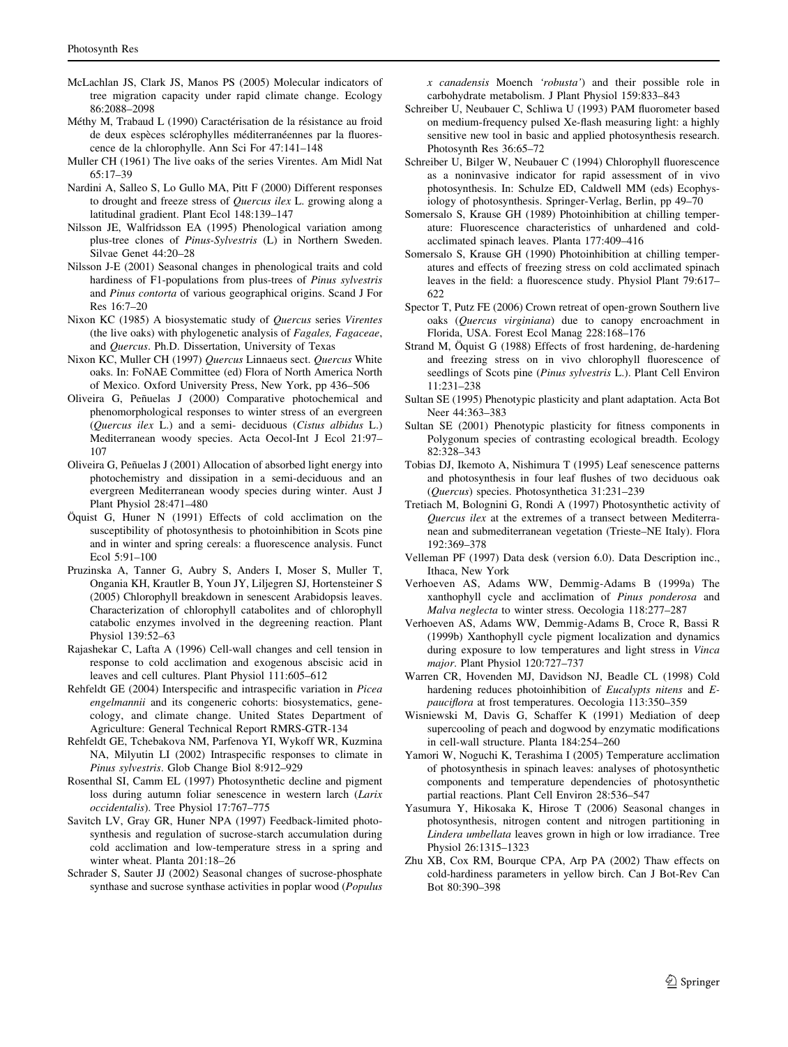McLachlan JS, Clark JS, Manos PS (2005) Molecular indicators of tree migration capacity under rapid climate change. Ecology 86:2088–2098

Méthy M, Trabaud L (1990) Caractérisation de la résistance au froid de deux espèces sclérophylles méditerranéennes par la fluorescence de la chlorophylle. Ann Sci For 47:141–148

Muller CH (1961) The live oaks of the series Virentes. Am Midl Nat 65:17–39

Nardini A, Salleo S, Lo Gullo MA, Pitt F (2000) Different responses to drought and freeze stress of *Quercus ilex* L. growing along a latitudinal gradient. Plant Ecol 148:139–147

Nilsson JE, Walfridsson EA (1995) Phenological variation among plus-tree clones of *Pinus-Sylvestris* (L) in Northern Sweden. Silvae Genet 44:20–28

Nilsson J-E (2001) Seasonal changes in phenological traits and cold hardiness of F1-populations from plus-trees of *Pinus sylvestris* and *Pinus contorta* of various geographical origins. Scand J For Res 16:7–20

Nixon KC (1985) A biosystematic study of *Quercus* series *Virentes* (the live oaks) with phylogenetic analysis of *Fagales, Fagaceae*, and *Quercus*. Ph.D. Dissertation, University of Texas

Nixon KC, Muller CH (1997) *Quercus* Linnaeus sect. *Quercus* White oaks. In: FoNAE Committee (ed) Flora of North America North of Mexico. Oxford University Press, New York, pp 436–506

Oliveira G, Peñuelas J (2000) Comparative photochemical and phenomorphological responses to winter stress of an evergreen (*Quercus ilex* L.) and a semi- deciduous (*Cistus albidus* L.) Mediterranean woody species. Acta Oecol-Int J Ecol 21:97–107

Oliveira G, Peñuelas J (2001) Allocation of absorbed light energy into photochemistry and dissipation in a semi-deciduous and an evergreen Mediterranean woody species during winter. Aust J Plant Physiol 28:471–480

Öquist G, Huner N (1991) Effects of cold acclimation on the susceptibility of photosynthesis to photoinhibition in Scots pine and in winter and spring cereals: a fluorescence analysis. Funct Ecol 5:91–100

Pruzinska A, Tanner G, Aubry S, Anders I, Moser S, Muller T, Ongania KH, Krautler B, Youn JY, Liljegren SJ, Hortensteiner S (2005) Chlorophyll breakdown in senescent Arabidopsis leaves. Characterization of chlorophyll catabolites and of chlorophyll catabolic enzymes involved in the degreening reaction. Plant Physiol 139:52–63

Rajashekar C, Lafta A (1996) Cell-wall changes and cell tension in response to cold acclimation and exogenous abscisic acid in leaves and cell cultures. Plant Physiol 111:605–612

Rehfeldt GE (2004) Interspecific and intraspecific variation in *Picea engelmannii* and its congeneric cohorts: biosystematics, genecology, and climate change. United States Department of Agriculture: General Technical Report RMRS-GTR-134

Rehfeldt GE, Tchebakova NM, Parfenova YI, Wykoff WR, Kuzmina NA, Milyutin LI (2002) Intraspecific responses to climate in *Pinus sylvestris*. Glob Change Biol 8:912–929

Rosenthal SI, Camm EL (1997) Photosynthetic decline and pigment loss during autumn foliar senescence in western larch (*Larix occidentalis*). Tree Physiol 17:767–775

Savitch LV, Gray GR, Huner NPA (1997) Feedback-limited photosynthesis and regulation of sucrose-starch accumulation during cold acclimation and low-temperature stress in a spring and winter wheat. Planta 201:18–26

Schrader S, Sauter JJ (2002) Seasonal changes of sucrose-phosphate synthase and sucrose synthase activities in poplar wood (*Populus x canadensis* Moench *'robusta'*) and their possible role in carbohydrate metabolism. J Plant Physiol 159:833–843

Schreiber U, Neubauer C, Schliwa U (1993) PAM fluorometer based on medium-frequency pulsed Xe-flash measuring light: a highly sensitive new tool in basic and applied photosynthesis research. Photosynth Res 36:65–72

Schreiber U, Bilger W, Neubauer C (1994) Chlorophyll fluorescence as a noninvasive indicator for rapid assessment of in vivo photosynthesis. In: Schulze ED, Caldwell MM (eds) Ecophysiology of photosynthesis. Springer-Verlag, Berlin, pp 49–70

Somersalo S, Krause GH (1989) Photoinhibition at chilling temperature: Fluorescence characteristics of unhardened and cold-acclimated spinach leaves. Planta 177:409–416

Somersalo S, Krause GH (1990) Photoinhibition at chilling temperatures and effects of freezing stress on cold acclimated spinach leaves in the field: a fluorescence study. Physiol Plant 79:617–622

Spector T, Putz FE (2006) Crown retreat of open-grown Southern live oaks (*Quercus virginiana*) due to canopy encroachment in Florida, USA. Forest Ecol Manag 228:168–176

Strand M, Öquist G (1988) Effects of frost hardening, de-hardening and freezing stress on in vivo chlorophyll fluorescence of seedlings of Scots pine (*Pinus sylvestris* L.). Plant Cell Environ 11:231–238

Sultan SE (1995) Phenotypic plasticity and plant adaptation. Acta Bot Neer 44:363–383

Sultan SE (2001) Phenotypic plasticity for fitness components in Polygonum species of contrasting ecological breadth. Ecology 82:328–343

Tobias DJ, Ikemoto A, Nishimura T (1995) Leaf senescence patterns and photosynthesis in four leaf flushes of two deciduous oak (*Quercus*) species. Photosynthetica 31:231–239

Tretiach M, Bolognini G, Rondi A (1997) Photosynthetic activity of *Quercus ilex* at the extremes of a transect between Mediterranean and submediterranean vegetation (Trieste–NE Italy). Flora 192:369–378

Velleman PF (1997) Data desk (version 6.0). Data Description inc., Ithaca, New York

Verhoeven AS, Adams WW, Demmig-Adams B (1999a) The xanthophyll cycle and acclimation of *Pinus ponderosa* and *Malva neglecta* to winter stress. Oecologia 118:277–287

Verhoeven AS, Adams WW, Demmig-Adams B, Croce R, Bassi R (1999b) Xanthophyll cycle pigment localization and dynamics during exposure to low temperatures and light stress in *Vinca major*. Plant Physiol 120:727–737

Warren CR, Hovenden MJ, Davidson NJ, Beadle CL (1998) Cold hardening reduces photoinhibition of *Eucalypts nitens* and *E-pauciflora* at frost temperatures. Oecologia 113:350–359

Wisniewski M, Davis G, Schaffer K (1991) Mediation of deep supercooling of peach and dogwood by enzymatic modifications in cell-wall structure. Planta 184:254–260

Yamori W, Noguchi K, Terashima I (2005) Temperature acclimation of photosynthesis in spinach leaves: analyses of photosynthetic components and temperature dependencies of photosynthetic partial reactions. Plant Cell Environ 28:536–547

Yasumura Y, Hikosaka K, Hirose T (2006) Seasonal changes in photosynthesis, nitrogen content and nitrogen partitioning in *Lindera umbellata* leaves grown in high or low irradiance. Tree Physiol 26:1315–1323

Zhu XB, Cox RM, Bourque CPA, Arp PA (2002) Thaw effects on cold-hardiness parameters in yellow birch. Can J Bot-Rev Can Bot 80:390–398